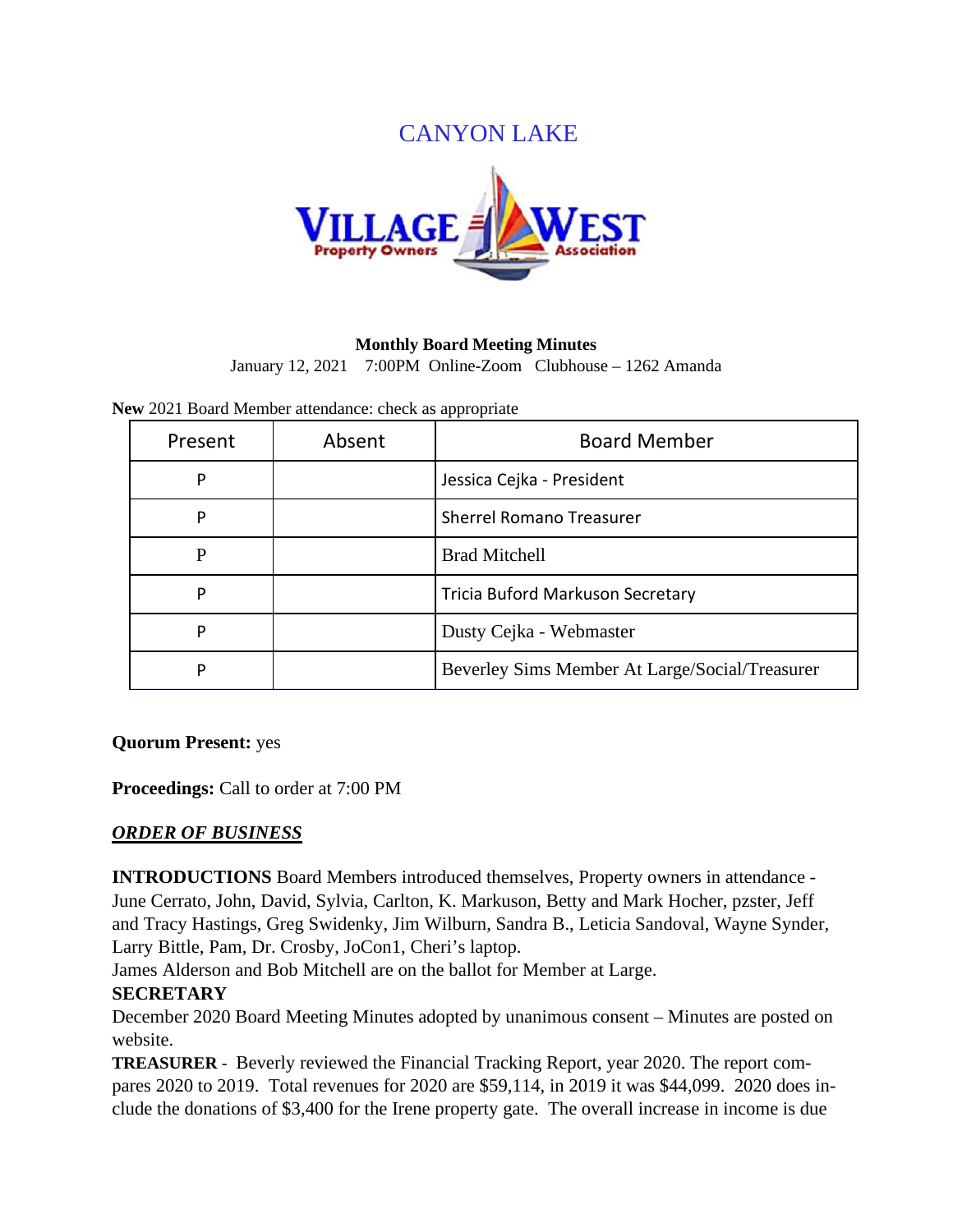# CANYON LAKE

VILLAGE WEST
Property Owners Association

**Monthly Board Meeting Minutes**

January 12, 2021 7:00PM Online-Zoom Clubhouse – 1262 Amanda

**New** 2021 Board Member attendance: check as appropriate

| Present | Absent | Board Member |
|---|---|---|
| P | | Jessica Cejka - President |
| P | | Sherrel Romano Treasurer |
| P | | Brad Mitchell |
| P | | Tricia Buford Markuson Secretary |
| P | | Dusty Cejka - Webmaster |
| P | | Beverley Sims Member At Large/Social/Treasurer |

**Quorum Present:** yes

**Proceedings:** Call to order at 7:00 PM

***ORDER OF BUSINESS***

**INTRODUCTIONS** Board Members introduced themselves, Property owners in attendance - June Cerrato, John, David, Sylvia, Carlton, K. Markuson, Betty and Mark Hocher, pzster, Jeff and Tracy Hastings, Greg Swidenky, Jim Wilburn, Sandra B., Leticia Sandoval, Wayne Synder, Larry Bittle, Pam, Dr. Crosby, JoCon1, Cheri's laptop.

James Alderson and Bob Mitchell are on the ballot for Member at Large.

**SECRETARY**

December 2020 Board Meeting Minutes adopted by unanimous consent – Minutes are posted on website.

**TREASURER** - Beverly reviewed the Financial Tracking Report, year 2020. The report compares 2020 to 2019. Total revenues for 2020 are $59,114, in 2019 it was $44,099. 2020 does include the donations of $3,400 for the Irene property gate. The overall increase in income is due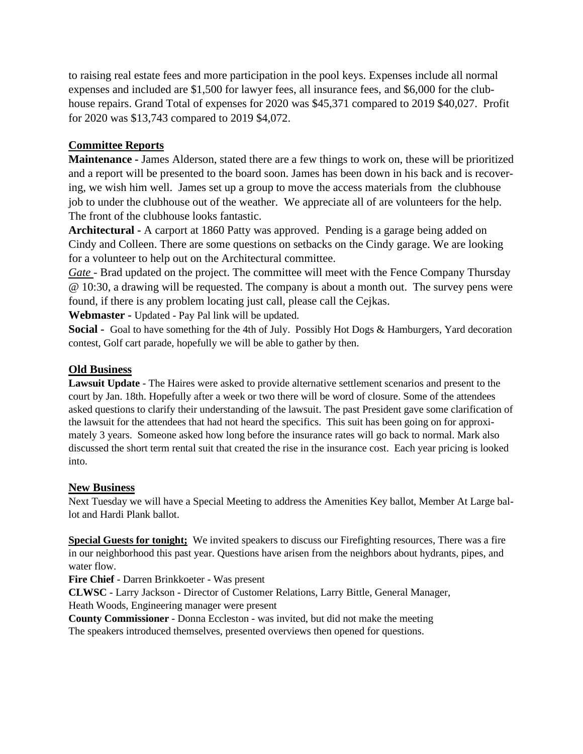to raising real estate fees and more participation in the pool keys. Expenses include all normal expenses and included are $1,500 for lawyer fees, all insurance fees, and $6,000 for the clubhouse repairs. Grand Total of expenses for 2020 was $45,371 compared to 2019 $40,027. Profit for 2020 was $13,743 compared to 2019 $4,072.

## Committee Reports

**Maintenance -** James Alderson, stated there are a few things to work on, these will be prioritized and a report will be presented to the board soon. James has been down in his back and is recovering, we wish him well. James set up a group to move the access materials from the clubhouse job to under the clubhouse out of the weather. We appreciate all of are volunteers for the help. The front of the clubhouse looks fantastic.

**Architectural -** A carport at 1860 Patty was approved. Pending is a garage being added on Cindy and Colleen. There are some questions on setbacks on the Cindy garage. We are looking for a volunteer to help out on the Architectural committee.

*Gate* - Brad updated on the project. The committee will meet with the Fence Company Thursday @ 10:30, a drawing will be requested. The company is about a month out. The survey pens were found, if there is any problem locating just call, please call the Cejkas.

**Webmaster -** Updated - Pay Pal link will be updated.

**Social -** Goal to have something for the 4th of July. Possibly Hot Dogs & Hamburgers, Yard decoration contest, Golf cart parade, hopefully we will be able to gather by then.

## Old Business

**Lawsuit Update** - The Haires were asked to provide alternative settlement scenarios and present to the court by Jan. 18th. Hopefully after a week or two there will be word of closure. Some of the attendees asked questions to clarify their understanding of the lawsuit. The past President gave some clarification of the lawsuit for the attendees that had not heard the specifics. This suit has been going on for approximately 3 years. Someone asked how long before the insurance rates will go back to normal. Mark also discussed the short term rental suit that created the rise in the insurance cost. Each year pricing is looked into.

## New Business

Next Tuesday we will have a Special Meeting to address the Amenities Key ballot, Member At Large ballot and Hardi Plank ballot.

**Special Guests for tonight;** We invited speakers to discuss our Firefighting resources, There was a fire in our neighborhood this past year. Questions have arisen from the neighbors about hydrants, pipes, and water flow.

**Fire Chief** - Darren Brinkkoeter - Was present

**CLWSC** - Larry Jackson - Director of Customer Relations, Larry Bittle, General Manager, Heath Woods, Engineering manager were present

**County Commissioner** - Donna Eccleston - was invited, but did not make the meeting

The speakers introduced themselves, presented overviews then opened for questions.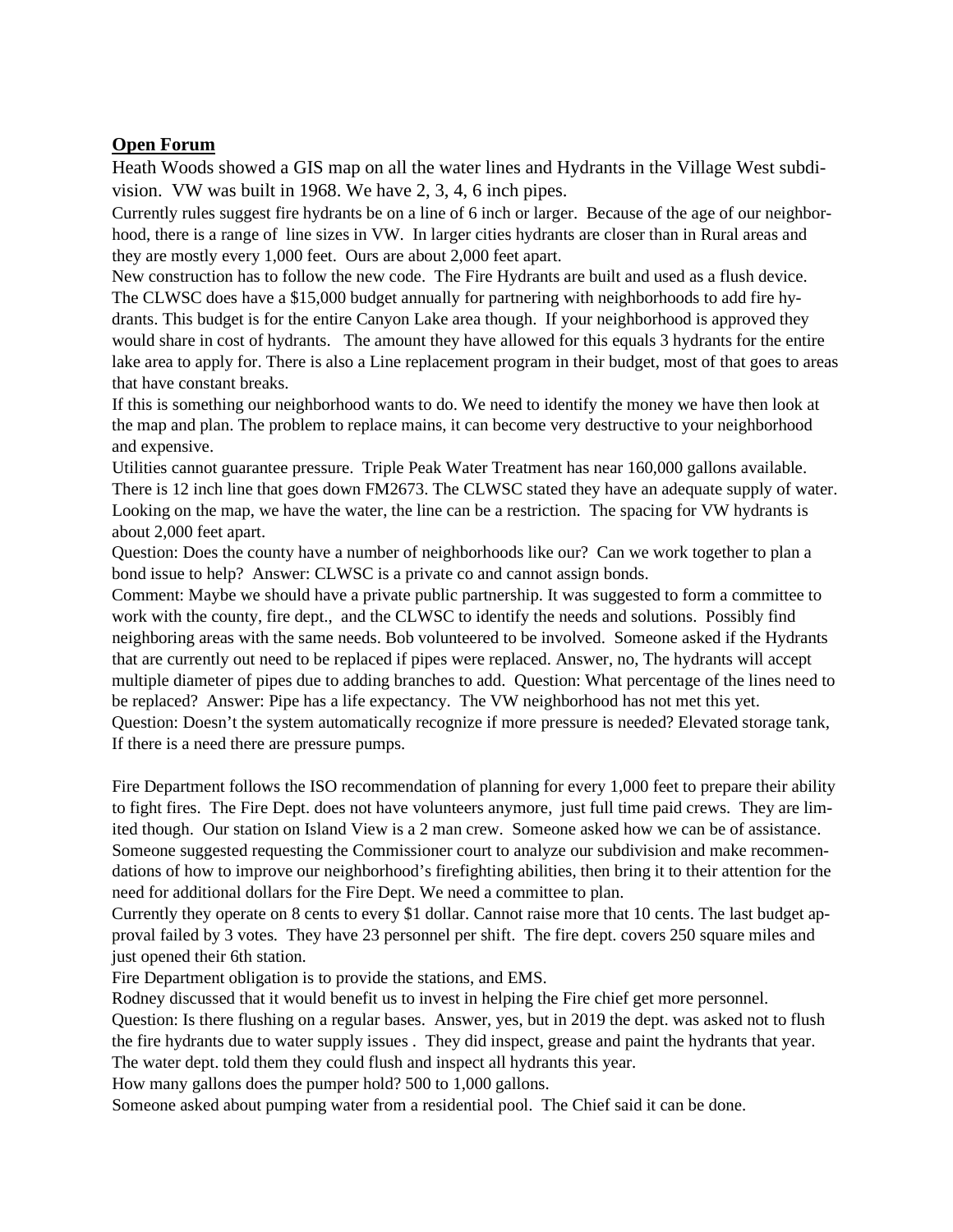## Open Forum

Heath Woods showed a GIS map on all the water lines and Hydrants in the Village West subdivision. VW was built in 1968. We have 2, 3, 4, 6 inch pipes.

Currently rules suggest fire hydrants be on a line of 6 inch or larger. Because of the age of our neighborhood, there is a range of line sizes in VW. In larger cities hydrants are closer than in Rural areas and they are mostly every 1,000 feet. Ours are about 2,000 feet apart.

New construction has to follow the new code. The Fire Hydrants are built and used as a flush device. The CLWSC does have a $15,000 budget annually for partnering with neighborhoods to add fire hydrants. This budget is for the entire Canyon Lake area though. If your neighborhood is approved they would share in cost of hydrants. The amount they have allowed for this equals 3 hydrants for the entire lake area to apply for. There is also a Line replacement program in their budget, most of that goes to areas that have constant breaks.

If this is something our neighborhood wants to do. We need to identify the money we have then look at the map and plan. The problem to replace mains, it can become very destructive to your neighborhood and expensive.

Utilities cannot guarantee pressure. Triple Peak Water Treatment has near 160,000 gallons available. There is 12 inch line that goes down FM2673. The CLWSC stated they have an adequate supply of water. Looking on the map, we have the water, the line can be a restriction. The spacing for VW hydrants is about 2,000 feet apart.

Question: Does the county have a number of neighborhoods like our? Can we work together to plan a bond issue to help? Answer: CLWSC is a private co and cannot assign bonds.

Comment: Maybe we should have a private public partnership. It was suggested to form a committee to work with the county, fire dept., and the CLWSC to identify the needs and solutions. Possibly find neighboring areas with the same needs. Bob volunteered to be involved. Someone asked if the Hydrants that are currently out need to be replaced if pipes were replaced. Answer, no, The hydrants will accept multiple diameter of pipes due to adding branches to add. Question: What percentage of the lines need to be replaced? Answer: Pipe has a life expectancy. The VW neighborhood has not met this yet.

Question: Doesn't the system automatically recognize if more pressure is needed? Elevated storage tank, If there is a need there are pressure pumps.

Fire Department follows the ISO recommendation of planning for every 1,000 feet to prepare their ability to fight fires. The Fire Dept. does not have volunteers anymore, just full time paid crews. They are limited though. Our station on Island View is a 2 man crew. Someone asked how we can be of assistance. Someone suggested requesting the Commissioner court to analyze our subdivision and make recommendations of how to improve our neighborhood's firefighting abilities, then bring it to their attention for the need for additional dollars for the Fire Dept. We need a committee to plan.

Currently they operate on 8 cents to every $1 dollar. Cannot raise more that 10 cents. The last budget approval failed by 3 votes. They have 23 personnel per shift. The fire dept. covers 250 square miles and just opened their 6th station.

Fire Department obligation is to provide the stations, and EMS.

Rodney discussed that it would benefit us to invest in helping the Fire chief get more personnel.

Question: Is there flushing on a regular bases. Answer, yes, but in 2019 the dept. was asked not to flush the fire hydrants due to water supply issues . They did inspect, grease and paint the hydrants that year. The water dept. told them they could flush and inspect all hydrants this year.

How many gallons does the pumper hold? 500 to 1,000 gallons.

Someone asked about pumping water from a residential pool. The Chief said it can be done.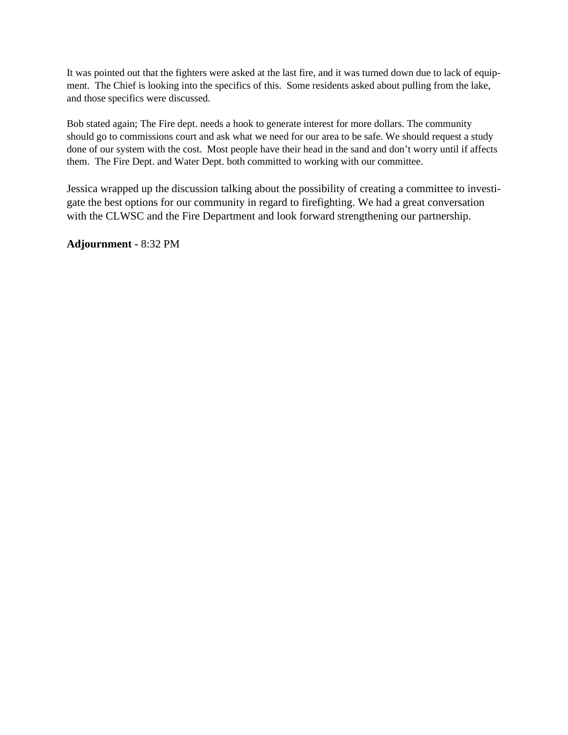It was pointed out that the fighters were asked at the last fire, and it was turned down due to lack of equipment. The Chief is looking into the specifics of this. Some residents asked about pulling from the lake, and those specifics were discussed.

Bob stated again; The Fire dept. needs a hook to generate interest for more dollars. The community should go to commissions court and ask what we need for our area to be safe. We should request a study done of our system with the cost. Most people have their head in the sand and don't worry until if affects them. The Fire Dept. and Water Dept. both committed to working with our committee.

Jessica wrapped up the discussion talking about the possibility of creating a committee to investigate the best options for our community in regard to firefighting. We had a great conversation with the CLWSC and the Fire Department and look forward strengthening our partnership.

**Adjournment -** 8:32 PM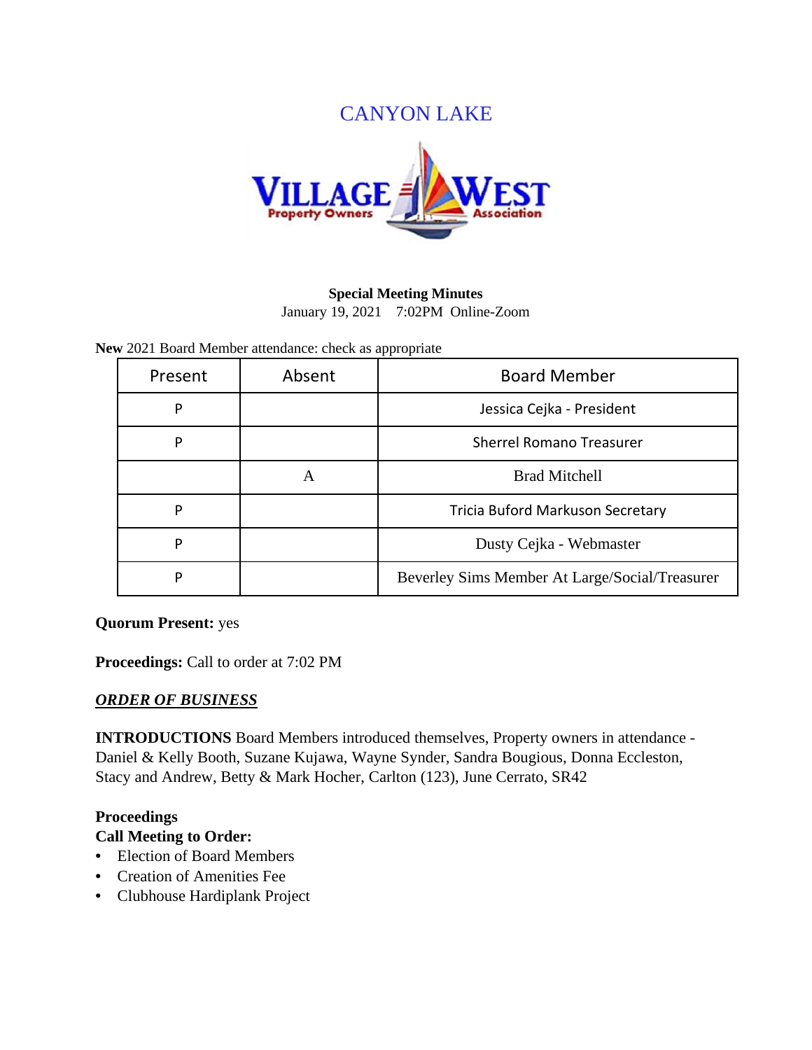# CANYON LAKE

**Special Meeting Minutes**
January 19, 2021 7:02PM Online-Zoom

**New** 2021 Board Member attendance: check as appropriate

| Present | Absent | Board Member |
|---|---|---|
| P | | Jessica Cejka - President |
| P | | Sherrel Romano Treasurer |
| | A | Brad Mitchell |
| P | | Tricia Buford Markuson Secretary |
| P | | Dusty Cejka - Webmaster |
| P | | Beverley Sims Member At Large/Social/Treasurer |

**Quorum Present:** yes

**Proceedings:** Call to order at 7:02 PM

***ORDER OF BUSINESS***

**INTRODUCTIONS** Board Members introduced themselves, Property owners in attendance - Daniel & Kelly Booth, Suzane Kujawa, Wayne Synder, Sandra Bougious, Donna Eccleston, Stacy and Andrew, Betty & Mark Hocher, Carlton (123), June Cerrato, SR42

**Proceedings**
**Call Meeting to Order:**

- Election of Board Members
- Creation of Amenities Fee
- Clubhouse Hardiplank Project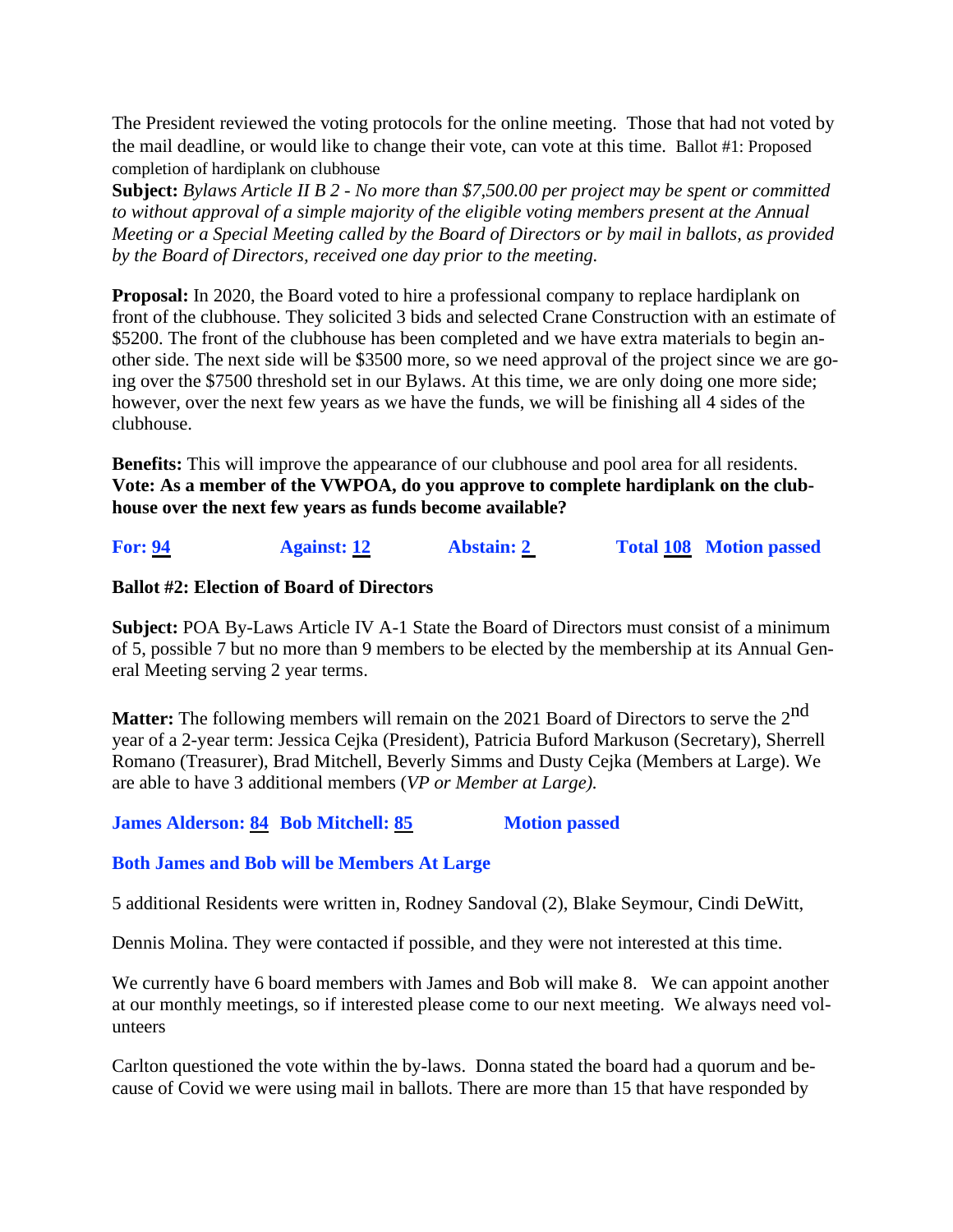The President reviewed the voting protocols for the online meeting. Those that had not voted by the mail deadline, or would like to change their vote, can vote at this time. Ballot #1: Proposed completion of hardiplank on clubhouse

**Subject:** *Bylaws Article II B 2 - No more than $7,500.00 per project may be spent or committed to without approval of a simple majority of the eligible voting members present at the Annual Meeting or a Special Meeting called by the Board of Directors or by mail in ballots, as provided by the Board of Directors, received one day prior to the meeting.*

**Proposal:** In 2020, the Board voted to hire a professional company to replace hardiplank on front of the clubhouse. They solicited 3 bids and selected Crane Construction with an estimate of $5200. The front of the clubhouse has been completed and we have extra materials to begin another side. The next side will be $3500 more, so we need approval of the project since we are going over the $7500 threshold set in our Bylaws. At this time, we are only doing one more side; however, over the next few years as we have the funds, we will be finishing all 4 sides of the clubhouse.

**Benefits:** This will improve the appearance of our clubhouse and pool area for all residents.
**Vote: As a member of the VWPOA, do you approve to complete hardiplank on the clubhouse over the next few years as funds become available?**

**For: 94** **Against: 12** **Abstain: 2** **Total 108** **Motion passed**

**Ballot #2: Election of Board of Directors**

**Subject:** POA By-Laws Article IV A-1 State the Board of Directors must consist of a minimum of 5, possible 7 but no more than 9 members to be elected by the membership at its Annual General Meeting serving 2 year terms.

**Matter:** The following members will remain on the 2021 Board of Directors to serve the 2nd year of a 2-year term: Jessica Cejka (President), Patricia Buford Markuson (Secretary), Sherrell Romano (Treasurer), Brad Mitchell, Beverly Simms and Dusty Cejka (Members at Large). We are able to have 3 additional members (*VP or Member at Large).*

**James Alderson: 84** **Bob Mitchell: 85** **Motion passed**

**Both James and Bob will be Members At Large**

5 additional Residents were written in, Rodney Sandoval (2), Blake Seymour, Cindi DeWitt,

Dennis Molina. They were contacted if possible, and they were not interested at this time.

We currently have 6 board members with James and Bob will make 8. We can appoint another at our monthly meetings, so if interested please come to our next meeting. We always need volunteers

Carlton questioned the vote within the by-laws. Donna stated the board had a quorum and because of Covid we were using mail in ballots. There are more than 15 that have responded by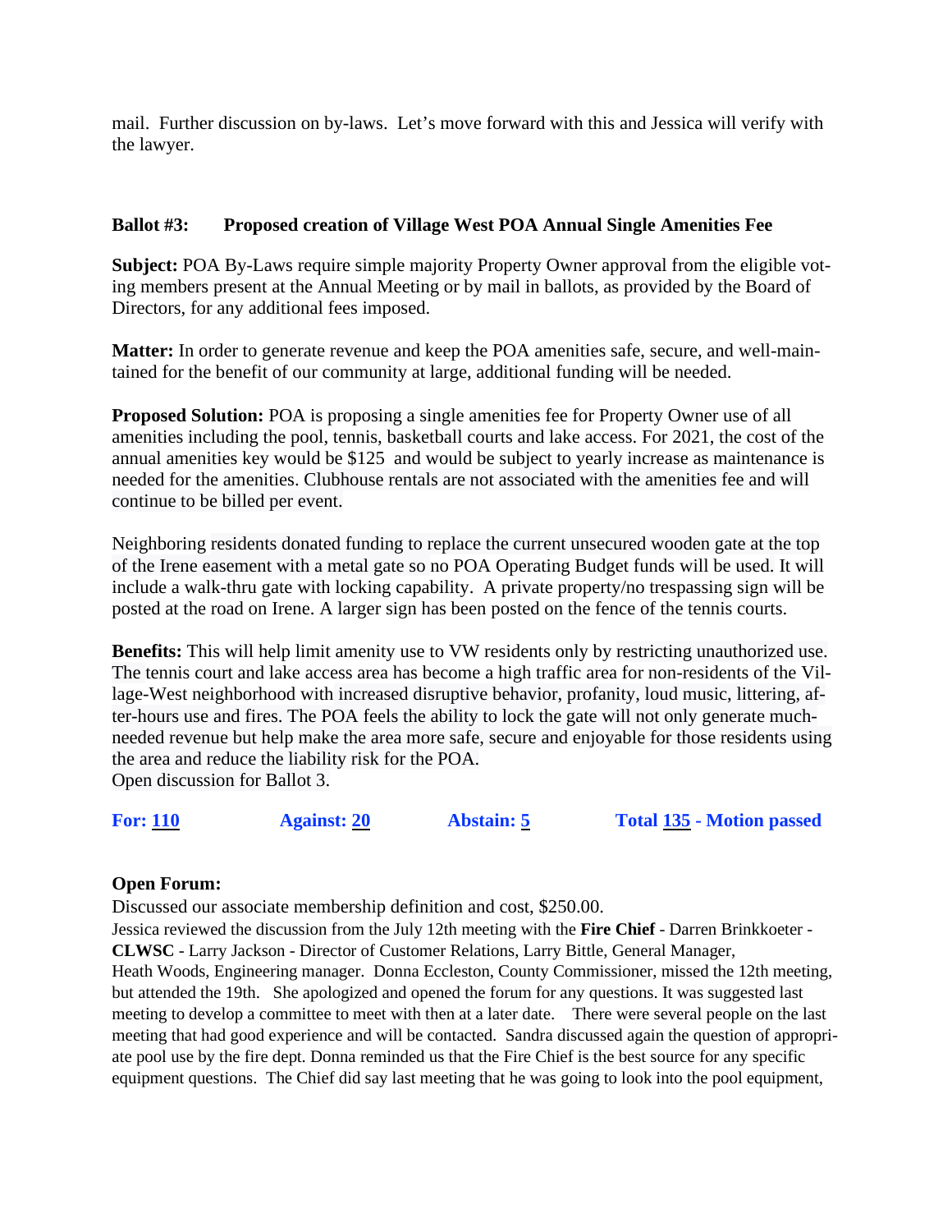mail. Further discussion on by-laws. Let's move forward with this and Jessica will verify with the lawyer.

**Ballot #3: Proposed creation of Village West POA Annual Single Amenities Fee**

**Subject:** POA By-Laws require simple majority Property Owner approval from the eligible voting members present at the Annual Meeting or by mail in ballots, as provided by the Board of Directors, for any additional fees imposed.

**Matter:** In order to generate revenue and keep the POA amenities safe, secure, and well-maintained for the benefit of our community at large, additional funding will be needed.

**Proposed Solution:** POA is proposing a single amenities fee for Property Owner use of all amenities including the pool, tennis, basketball courts and lake access. For 2021, the cost of the annual amenities key would be $125 and would be subject to yearly increase as maintenance is needed for the amenities. Clubhouse rentals are not associated with the amenities fee and will continue to be billed per event.

Neighboring residents donated funding to replace the current unsecured wooden gate at the top of the Irene easement with a metal gate so no POA Operating Budget funds will be used. It will include a walk-thru gate with locking capability. A private property/no trespassing sign will be posted at the road on Irene. A larger sign has been posted on the fence of the tennis courts.

**Benefits:** This will help limit amenity use to VW residents only by restricting unauthorized use. The tennis court and lake access area has become a high traffic area for non-residents of the Village-West neighborhood with increased disruptive behavior, profanity, loud music, littering, after-hours use and fires. The POA feels the ability to lock the gate will not only generate much-needed revenue but help make the area more safe, secure and enjoyable for those residents using the area and reduce the liability risk for the POA.
Open discussion for Ballot 3.

**For: 110** **Against: 20** **Abstain: 5** **Total 135 - Motion passed**

**Open Forum:**
Discussed our associate membership definition and cost, $250.00.
Jessica reviewed the discussion from the July 12th meeting with the **Fire Chief** - Darren Brinkkoeter - **CLWSC** - Larry Jackson - Director of Customer Relations, Larry Bittle, General Manager, Heath Woods, Engineering manager. Donna Eccleston, County Commissioner, missed the 12th meeting, but attended the 19th. She apologized and opened the forum for any questions. It was suggested last meeting to develop a committee to meet with then at a later date. There were several people on the last meeting that had good experience and will be contacted. Sandra discussed again the question of appropriate pool use by the fire dept. Donna reminded us that the Fire Chief is the best source for any specific equipment questions. The Chief did say last meeting that he was going to look into the pool equipment,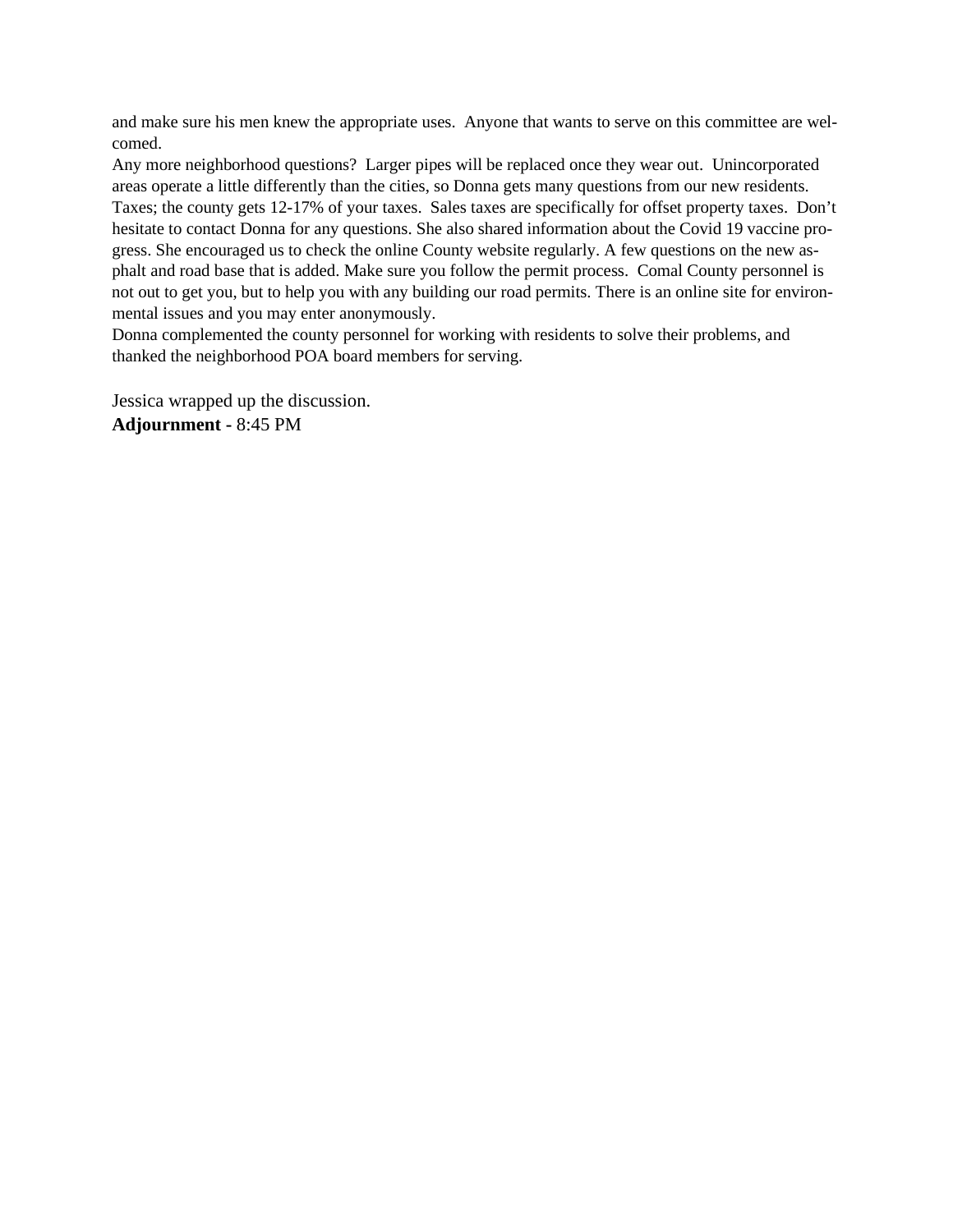and make sure his men knew the appropriate uses.  Anyone that wants to serve on this committee are welcomed.

Any more neighborhood questions?  Larger pipes will be replaced once they wear out.  Unincorporated areas operate a little differently than the cities, so Donna gets many questions from our new residents. Taxes; the county gets 12-17% of your taxes.  Sales taxes are specifically for offset property taxes.  Don't hesitate to contact Donna for any questions. She also shared information about the Covid 19 vaccine progress. She encouraged us to check the online County website regularly. A few questions on the new asphalt and road base that is added. Make sure you follow the permit process.  Comal County personnel is not out to get you, but to help you with any building our road permits. There is an online site for environmental issues and you may enter anonymously.

Donna complemented the county personnel for working with residents to solve their problems, and thanked the neighborhood POA board members for serving.

Jessica wrapped up the discussion.

**Adjournment -** 8:45 PM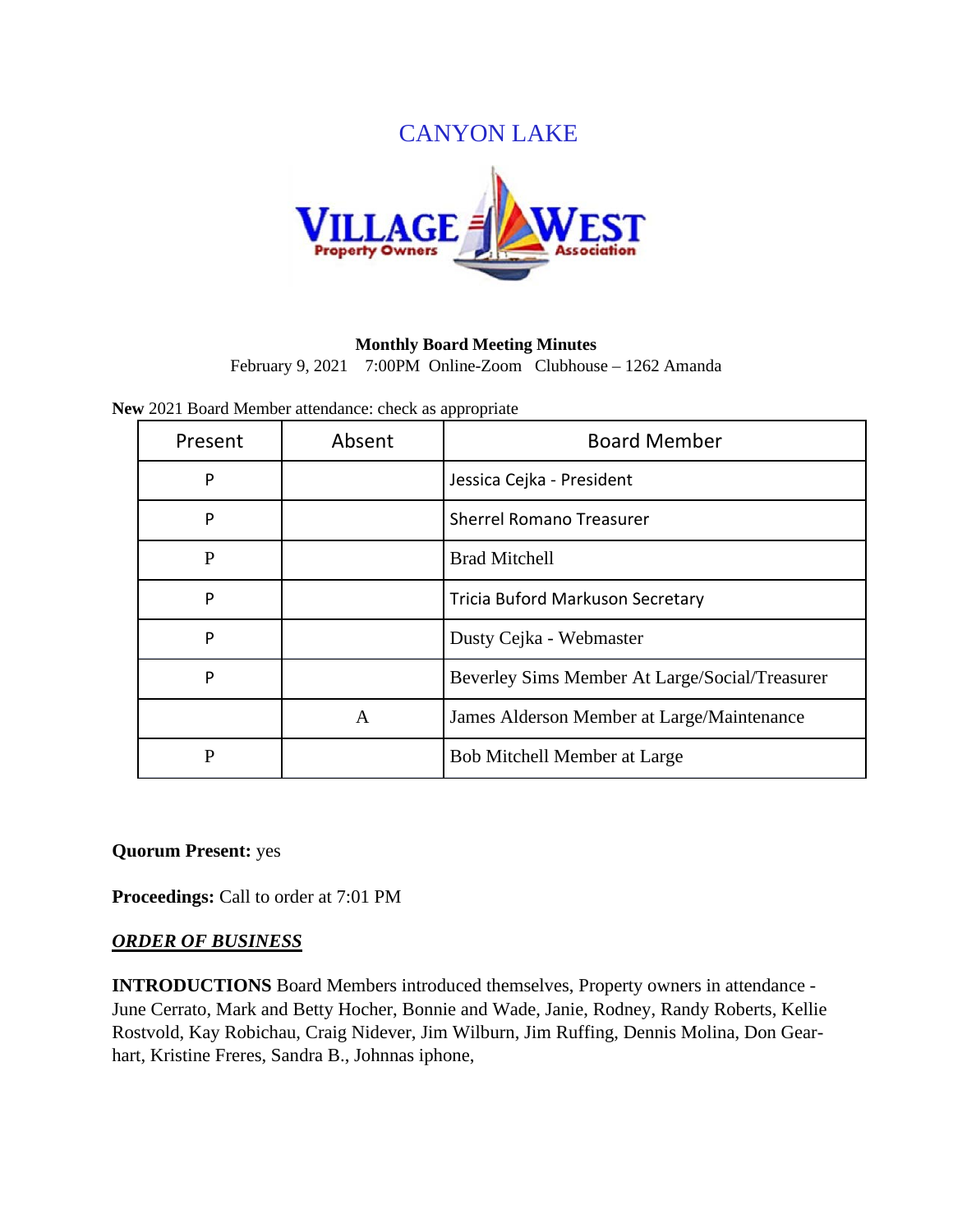# CANYON LAKE

**Monthly Board Meeting Minutes**

February 9, 2021 7:00PM Online-Zoom Clubhouse – 1262 Amanda

**New** 2021 Board Member attendance: check as appropriate

| Present | Absent | Board Member |
|---|---|---|
| P | | Jessica Cejka - President |
| P | | Sherrel Romano Treasurer |
| P | | Brad Mitchell |
| P | | Tricia Buford Markuson Secretary |
| P | | Dusty Cejka - Webmaster |
| P | | Beverley Sims Member At Large/Social/Treasurer |
| | A | James Alderson Member at Large/Maintenance |
| P | | Bob Mitchell Member at Large |

**Quorum Present:** yes

**Proceedings:** Call to order at 7:01 PM

***ORDER OF BUSINESS***

**INTRODUCTIONS** Board Members introduced themselves, Property owners in attendance - June Cerrato, Mark and Betty Hocher, Bonnie and Wade, Janie, Rodney, Randy Roberts, Kellie Rostvold, Kay Robichau, Craig Nidever, Jim Wilburn, Jim Ruffing, Dennis Molina, Don Gear-hart, Kristine Freres, Sandra B., Johnnas iphone,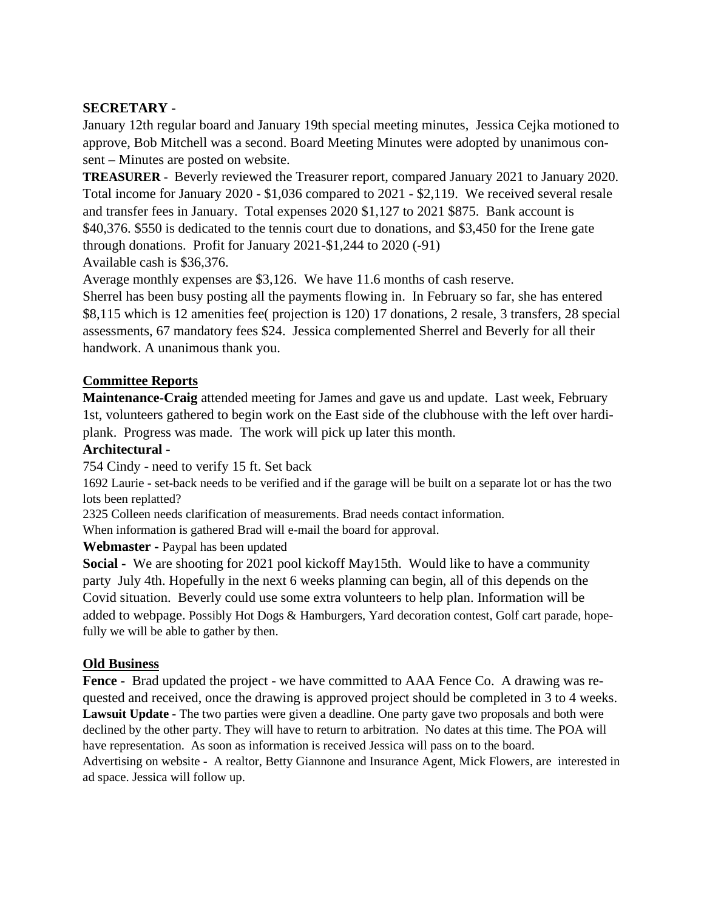**SECRETARY -**

January 12th regular board and January 19th special meeting minutes, Jessica Cejka motioned to approve, Bob Mitchell was a second. Board Meeting Minutes were adopted by unanimous consent – Minutes are posted on website.

**TREASURER** - Beverly reviewed the Treasurer report, compared January 2021 to January 2020. Total income for January 2020 - $1,036 compared to 2021 - $2,119. We received several resale and transfer fees in January. Total expenses 2020 $1,127 to 2021 $875. Bank account is $40,376. $550 is dedicated to the tennis court due to donations, and $3,450 for the Irene gate through donations. Profit for January 2021-$1,244 to 2020 (-91)

Available cash is $36,376.

Average monthly expenses are $3,126. We have 11.6 months of cash reserve.

Sherrel has been busy posting all the payments flowing in. In February so far, she has entered $8,115 which is 12 amenities fee( projection is 120) 17 donations, 2 resale, 3 transfers, 28 special assessments, 67 mandatory fees $24. Jessica complemented Sherrel and Beverly for all their handwork. A unanimous thank you.

## Committee Reports

**Maintenance-Craig** attended meeting for James and gave us and update. Last week, February 1st, volunteers gathered to begin work on the East side of the clubhouse with the left over hardi-plank. Progress was made. The work will pick up later this month.

**Architectural -**

754 Cindy - need to verify 15 ft. Set back

1692 Laurie - set-back needs to be verified and if the garage will be built on a separate lot or has the two lots been replatted?

2325 Colleen needs clarification of measurements. Brad needs contact information.

When information is gathered Brad will e-mail the board for approval.

**Webmaster -** Paypal has been updated

**Social -** We are shooting for 2021 pool kickoff May15th. Would like to have a community party July 4th. Hopefully in the next 6 weeks planning can begin, all of this depends on the Covid situation. Beverly could use some extra volunteers to help plan. Information will be added to webpage. Possibly Hot Dogs & Hamburgers, Yard decoration contest, Golf cart parade, hopefully we will be able to gather by then.

## Old Business

**Fence -** Brad updated the project - we have committed to AAA Fence Co. A drawing was requested and received, once the drawing is approved project should be completed in 3 to 4 weeks.

**Lawsuit Update -** The two parties were given a deadline. One party gave two proposals and both were declined by the other party. They will have to return to arbitration. No dates at this time. The POA will have representation. As soon as information is received Jessica will pass on to the board.

Advertising on website - A realtor, Betty Giannone and Insurance Agent, Mick Flowers, are interested in ad space. Jessica will follow up.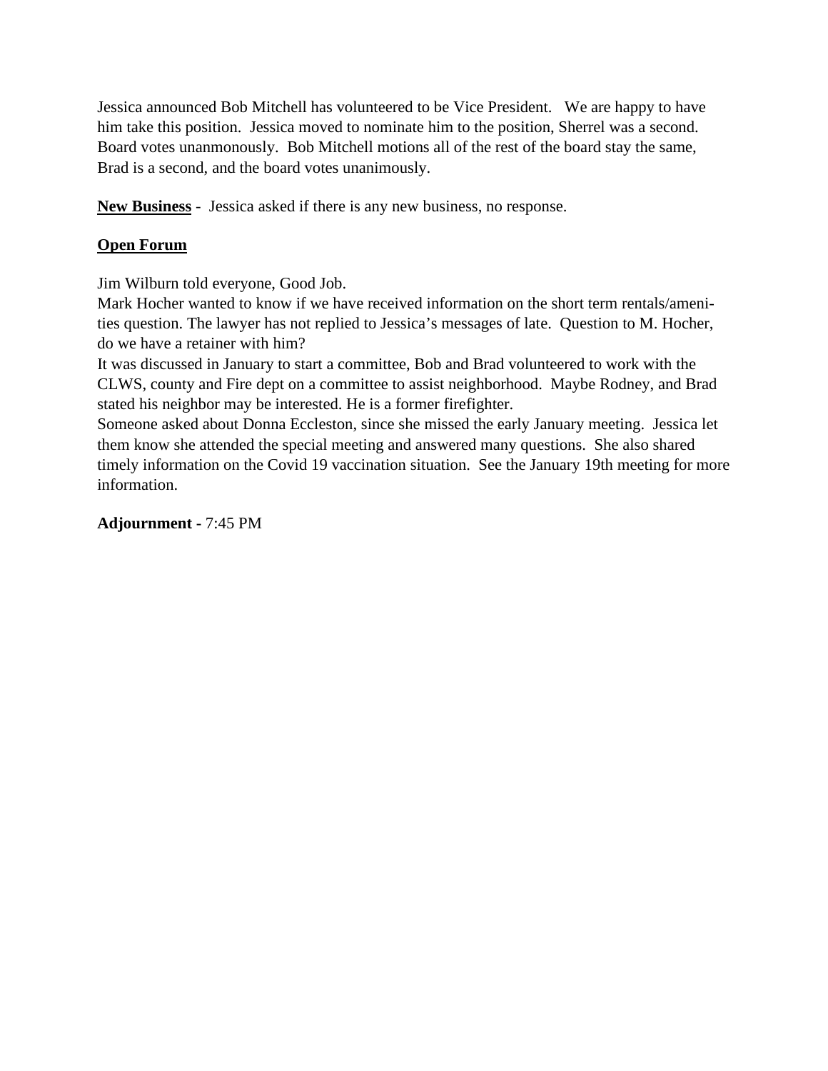Jessica announced Bob Mitchell has volunteered to be Vice President. We are happy to have him take this position. Jessica moved to nominate him to the position, Sherrel was a second. Board votes unanmonously. Bob Mitchell motions all of the rest of the board stay the same, Brad is a second, and the board votes unanimously.

**New Business** - Jessica asked if there is any new business, no response.

**Open Forum**

Jim Wilburn told everyone, Good Job.
Mark Hocher wanted to know if we have received information on the short term rentals/amenities question. The lawyer has not replied to Jessica's messages of late. Question to M. Hocher, do we have a retainer with him?
It was discussed in January to start a committee, Bob and Brad volunteered to work with the CLWS, county and Fire dept on a committee to assist neighborhood. Maybe Rodney, and Brad stated his neighbor may be interested. He is a former firefighter.
Someone asked about Donna Eccleston, since she missed the early January meeting. Jessica let them know she attended the special meeting and answered many questions. She also shared timely information on the Covid 19 vaccination situation. See the January 19th meeting for more information.

**Adjournment** - 7:45 PM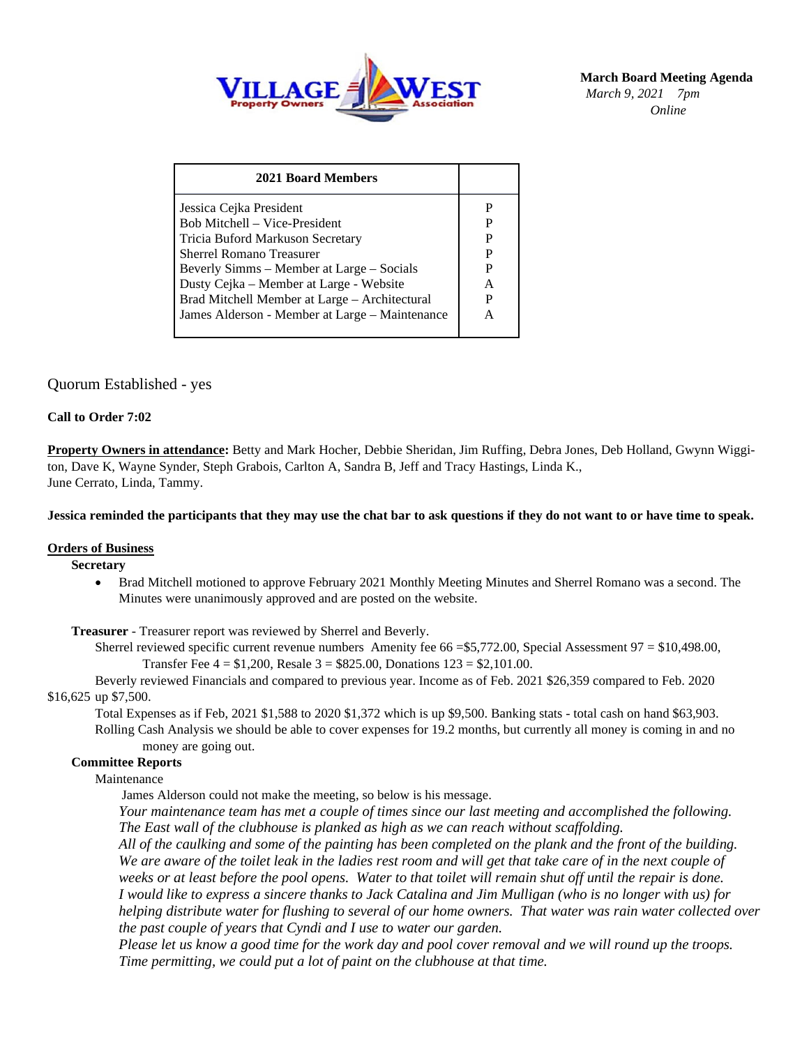**March Board Meeting Agenda**
*March 9, 2021 7pm*
*Online*

| 2021 Board Members | |
|---|---|
| Jessica Cejka President | P |
| Bob Mitchell – Vice-President | P |
| Tricia Buford Markuson Secretary | P |
| Sherrel Romano Treasurer | P |
| Beverly Simms – Member at Large – Socials | P |
| Dusty Cejka – Member at Large - Website | A |
| Brad Mitchell Member at Large – Architectural | P |
| James Alderson - Member at Large – Maintenance | A |

Quorum Established - yes

**Call to Order 7:02**

**Property Owners in attendance:** Betty and Mark Hocher, Debbie Sheridan, Jim Ruffing, Debra Jones, Deb Holland, Gwynn Wiggiton, Dave K, Wayne Synder, Steph Grabois, Carlton A, Sandra B, Jeff and Tracy Hastings, Linda K., June Cerrato, Linda, Tammy.

**Jessica reminded the participants that they may use the chat bar to ask questions if they do not want to or have time to speak.**

**Orders of Business**

**Secretary**

- Brad Mitchell motioned to approve February 2021 Monthly Meeting Minutes and Sherrel Romano was a second. The Minutes were unanimously approved and are posted on the website.

**Treasurer** - Treasurer report was reviewed by Sherrel and Beverly.

Sherrel reviewed specific current revenue numbers Amenity fee 66 =$5,772.00, Special Assessment 97 = $10,498.00, Transfer Fee 4 = $1,200, Resale 3 = $825.00, Donations 123 = $2,101.00.

Beverly reviewed Financials and compared to previous year. Income as of Feb. 2021 $26,359 compared to Feb. 2020 $16,625 up $7,500.

Total Expenses as if Feb, 2021 $1,588 to 2020 $1,372 which is up $9,500. Banking stats - total cash on hand $63,903.

Rolling Cash Analysis we should be able to cover expenses for 19.2 months, but currently all money is coming in and no money are going out.

**Committee Reports**

Maintenance

James Alderson could not make the meeting, so below is his message.

*Your maintenance team has met a couple of times since our last meeting and accomplished the following.*
*The East wall of the clubhouse is planked as high as we can reach without scaffolding.*
*All of the caulking and some of the painting has been completed on the plank and the front of the building.*
*We are aware of the toilet leak in the ladies rest room and will get that take care of in the next couple of weeks or at least before the pool opens. Water to that toilet will remain shut off until the repair is done.*
*I would like to express a sincere thanks to Jack Catalina and Jim Mulligan (who is no longer with us) for helping distribute water for flushing to several of our home owners. That water was rain water collected over the past couple of years that Cyndi and I use to water our garden.*
*Please let us know a good time for the work day and pool cover removal and we will round up the troops. Time permitting, we could put a lot of paint on the clubhouse at that time.*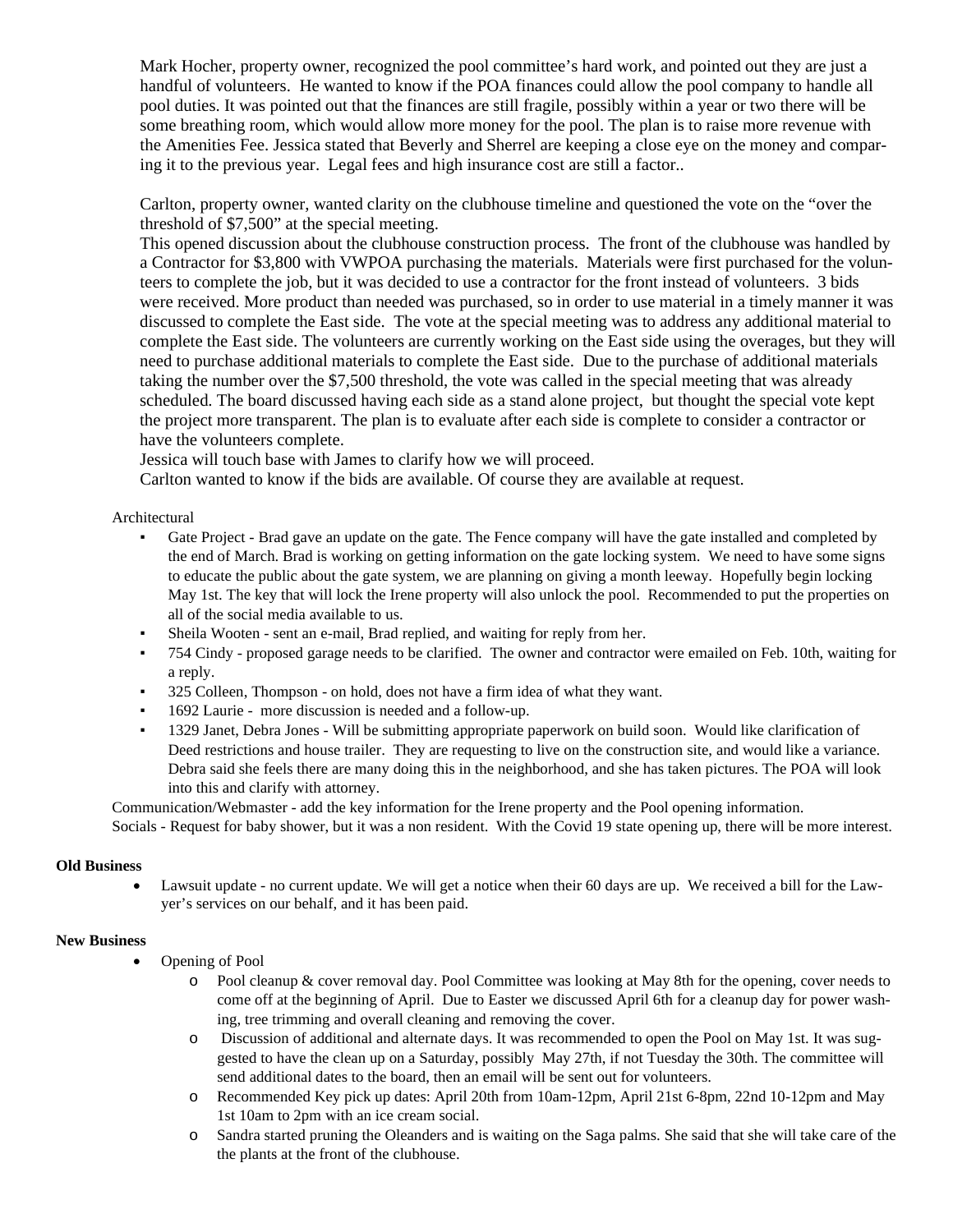Mark Hocher, property owner, recognized the pool committee's hard work, and pointed out they are just a handful of volunteers. He wanted to know if the POA finances could allow the pool company to handle all pool duties. It was pointed out that the finances are still fragile, possibly within a year or two there will be some breathing room, which would allow more money for the pool. The plan is to raise more revenue with the Amenities Fee. Jessica stated that Beverly and Sherrel are keeping a close eye on the money and comparing it to the previous year. Legal fees and high insurance cost are still a factor..

Carlton, property owner, wanted clarity on the clubhouse timeline and questioned the vote on the "over the threshold of $7,500" at the special meeting.
This opened discussion about the clubhouse construction process. The front of the clubhouse was handled by a Contractor for $3,800 with VWPOA purchasing the materials. Materials were first purchased for the volunteers to complete the job, but it was decided to use a contractor for the front instead of volunteers. 3 bids were received. More product than needed was purchased, so in order to use material in a timely manner it was discussed to complete the East side. The vote at the special meeting was to address any additional material to complete the East side. The volunteers are currently working on the East side using the overages, but they will need to purchase additional materials to complete the East side. Due to the purchase of additional materials taking the number over the $7,500 threshold, the vote was called in the special meeting that was already scheduled. The board discussed having each side as a stand alone project, but thought the special vote kept the project more transparent. The plan is to evaluate after each side is complete to consider a contractor or have the volunteers complete.
Jessica will touch base with James to clarify how we will proceed.
Carlton wanted to know if the bids are available. Of course they are available at request.

Architectural

- Gate Project - Brad gave an update on the gate. The Fence company will have the gate installed and completed by the end of March. Brad is working on getting information on the gate locking system. We need to have some signs to educate the public about the gate system, we are planning on giving a month leeway. Hopefully begin locking May 1st. The key that will lock the Irene property will also unlock the pool. Recommended to put the properties on all of the social media available to us.
- Sheila Wooten - sent an e-mail, Brad replied, and waiting for reply from her.
- 754 Cindy - proposed garage needs to be clarified. The owner and contractor were emailed on Feb. 10th, waiting for a reply.
- 325 Colleen, Thompson - on hold, does not have a firm idea of what they want.
- 1692 Laurie - more discussion is needed and a follow-up.
- 1329 Janet, Debra Jones - Will be submitting appropriate paperwork on build soon. Would like clarification of Deed restrictions and house trailer. They are requesting to live on the construction site, and would like a variance. Debra said she feels there are many doing this in the neighborhood, and she has taken pictures. The POA will look into this and clarify with attorney.

Communication/Webmaster - add the key information for the Irene property and the Pool opening information.
Socials - Request for baby shower, but it was a non resident. With the Covid 19 state opening up, there will be more interest.

**Old Business**

- Lawsuit update - no current update. We will get a notice when their 60 days are up. We received a bill for the Lawyer's services on our behalf, and it has been paid.

**New Business**

- Opening of Pool
  - Pool cleanup & cover removal day. Pool Committee was looking at May 8th for the opening, cover needs to come off at the beginning of April. Due to Easter we discussed April 6th for a cleanup day for power washing, tree trimming and overall cleaning and removing the cover.
  - Discussion of additional and alternate days. It was recommended to open the Pool on May 1st. It was suggested to have the clean up on a Saturday, possibly May 27th, if not Tuesday the 30th. The committee will send additional dates to the board, then an email will be sent out for volunteers.
  - Recommended Key pick up dates: April 20th from 10am-12pm, April 21st 6-8pm, 22nd 10-12pm and May 1st 10am to 2pm with an ice cream social.
  - Sandra started pruning the Oleanders and is waiting on the Saga palms. She said that she will take care of the the plants at the front of the clubhouse.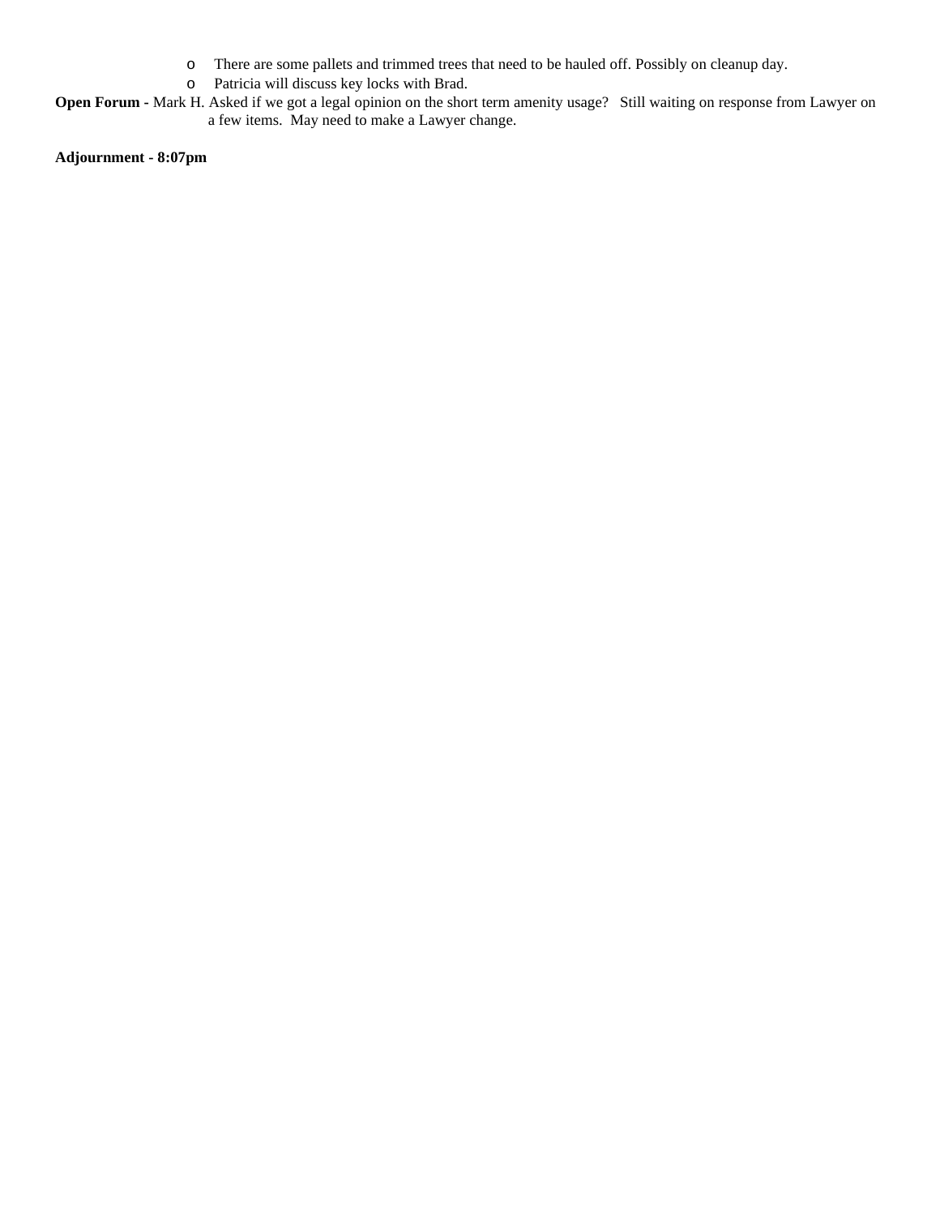- There are some pallets and trimmed trees that need to be hauled off. Possibly on cleanup day.
- Patricia will discuss key locks with Brad.

**Open Forum -** Mark H. Asked if we got a legal opinion on the short term amenity usage? Still waiting on response from Lawyer on a few items. May need to make a Lawyer change.

**Adjournment - 8:07pm**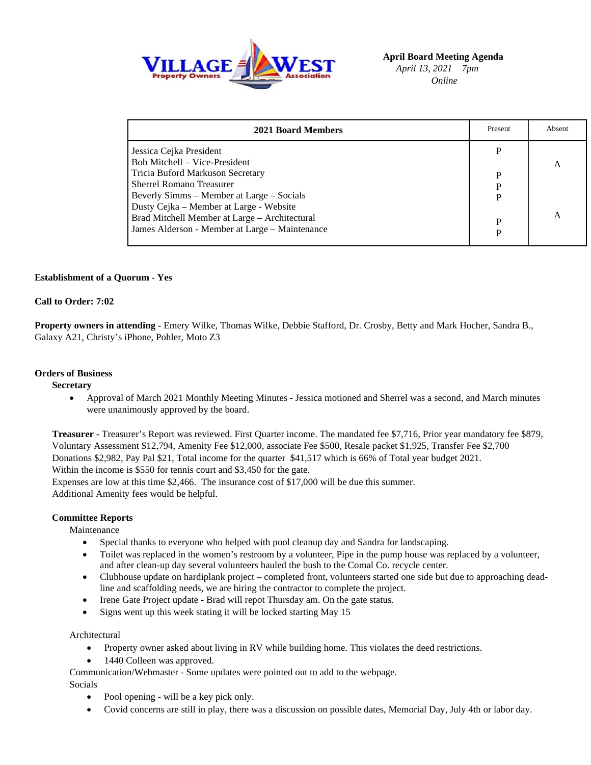**VILLAGE WEST Property Owners Association**

**April Board Meeting Agenda**
*April 13, 2021 7pm*
*Online*

| 2021 Board Members | Present | Absent |
|---|---|---|
| Jessica Cejka President | P | |
| Bob Mitchell – Vice-President | | A |
| Tricia Buford Markuson Secretary | P | |
| Sherrel Romano Treasurer | P | |
| Beverly Simms – Member at Large – Socials | P | |
| Dusty Cejka – Member at Large - Website | | A |
| Brad Mitchell Member at Large – Architectural | P | |
| James Alderson - Member at Large – Maintenance | P | |

**Establishment of a Quorum - Yes**

**Call to Order: 7:02**

**Property owners in attending -** Emery Wilke, Thomas Wilke, Debbie Stafford, Dr. Crosby, Betty and Mark Hocher, Sandra B., Galaxy A21, Christy's iPhone, Pohler, Moto Z3

**Orders of Business**

**Secretary**

- Approval of March 2021 Monthly Meeting Minutes - Jessica motioned and Sherrel was a second, and March minutes were unanimously approved by the board.

**Treasurer** - Treasurer's Report was reviewed. First Quarter income. The mandated fee $7,716, Prior year mandatory fee $879, Voluntary Assessment $12,794, Amenity Fee $12,000, associate Fee $500, Resale packet $1,925, Transfer Fee $2,700 Donations $2,982, Pay Pal $21, Total income for the quarter $41,517 which is 66% of Total year budget 2021.
Within the income is $550 for tennis court and $3,450 for the gate.
Expenses are low at this time $2,466. The insurance cost of $17,000 will be due this summer.
Additional Amenity fees would be helpful.

**Committee Reports**

Maintenance

- Special thanks to everyone who helped with pool cleanup day and Sandra for landscaping.
- Toilet was replaced in the women's restroom by a volunteer, Pipe in the pump house was replaced by a volunteer, and after clean-up day several volunteers hauled the bush to the Comal Co. recycle center.
- Clubhouse update on hardiplank project – completed front, volunteers started one side but due to approaching dead-line and scaffolding needs, we are hiring the contractor to complete the project.
- Irene Gate Project update - Brad will repot Thursday am. On the gate status.
- Signs went up this week stating it will be locked starting May 15

Architectural

- Property owner asked about living in RV while building home. This violates the deed restrictions.
- 1440 Colleen was approved.

Communication/Webmaster - Some updates were pointed out to add to the webpage.

Socials

- Pool opening - will be a key pick only.
- Covid concerns are still in play, there was a discussion on possible dates, Memorial Day, July 4th or labor day.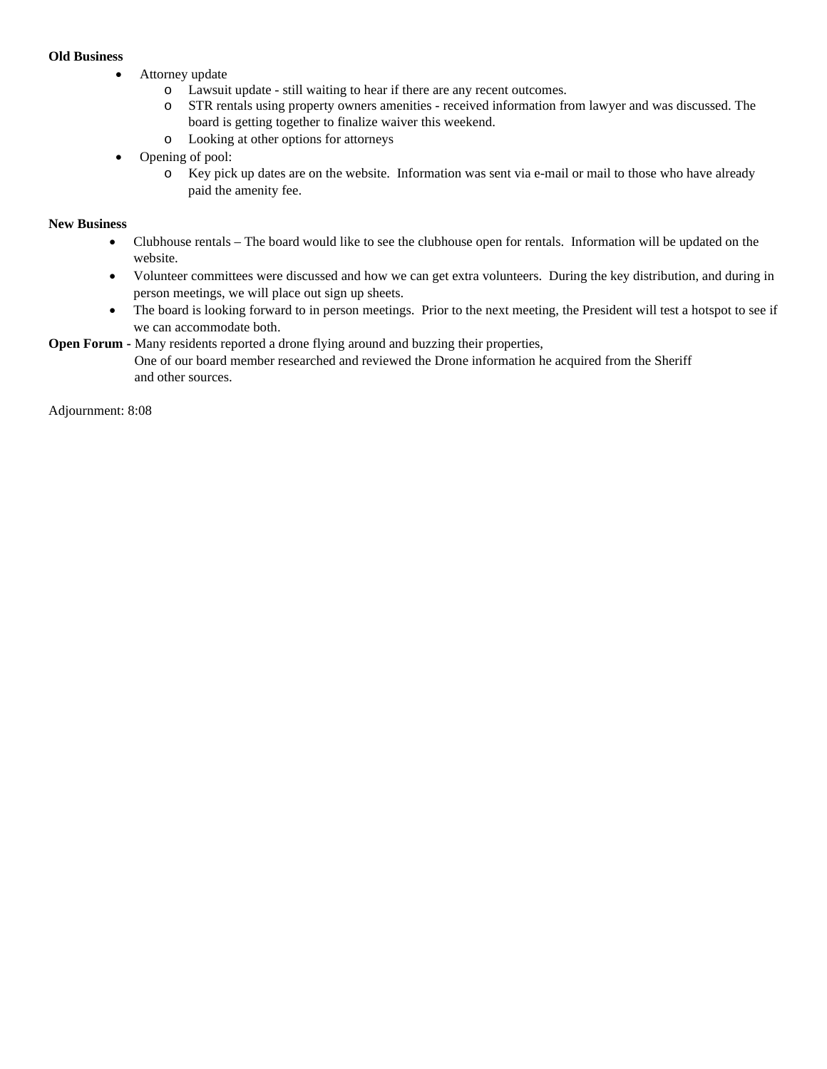**Old Business**

- Attorney update
  - Lawsuit update - still waiting to hear if there are any recent outcomes.
  - STR rentals using property owners amenities - received information from lawyer and was discussed. The board is getting together to finalize waiver this weekend.
  - Looking at other options for attorneys
- Opening of pool:
  - Key pick up dates are on the website. Information was sent via e-mail or mail to those who have already paid the amenity fee.

**New Business**

- Clubhouse rentals – The board would like to see the clubhouse open for rentals. Information will be updated on the website.
- Volunteer committees were discussed and how we can get extra volunteers. During the key distribution, and during in person meetings, we will place out sign up sheets.
- The board is looking forward to in person meetings. Prior to the next meeting, the President will test a hotspot to see if we can accommodate both.

**Open Forum** - Many residents reported a drone flying around and buzzing their properties,
One of our board member researched and reviewed the Drone information he acquired from the Sheriff and other sources.

Adjournment: 8:08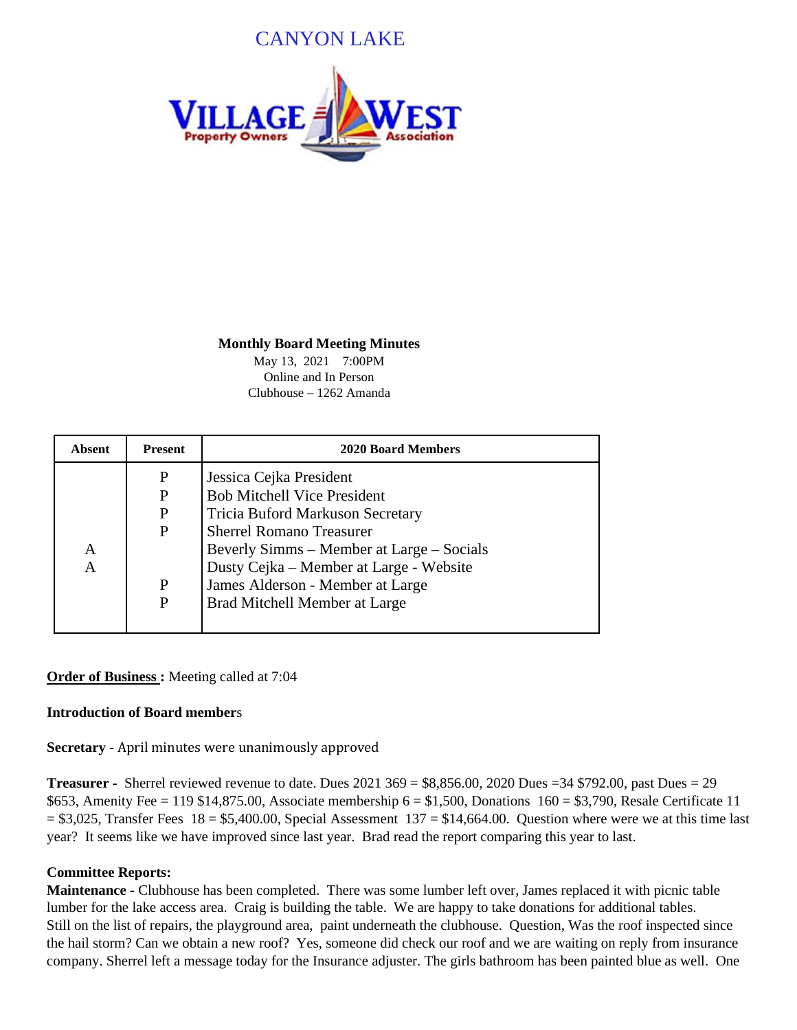CANYON LAKE

VILLAGE WEST Property Owners Association

**Monthly Board Meeting Minutes**

May 13, 2021 7:00PM
Online and In Person
Clubhouse – 1262 Amanda

| Absent | Present | 2020 Board Members |
|---|---|---|
| | P | Jessica Cejka President |
| | P | Bob Mitchell Vice President |
| | P | Tricia Buford Markuson Secretary |
| | P | Sherrel Romano Treasurer |
| A | | Beverly Simms – Member at Large – Socials |
| A | | Dusty Cejka – Member at Large - Website |
| | P | James Alderson - Member at Large |
| | P | Brad Mitchell Member at Large |

**Order of Business :** Meeting called at 7:04

**Introduction of Board members**

**Secretary -** April minutes were unanimously approved

**Treasurer -** Sherrel reviewed revenue to date. Dues 2021 369 = $8,856.00, 2020 Dues =34 $792.00, past Dues = 29 $653, Amenity Fee = 119 $14,875.00, Associate membership 6 = $1,500, Donations 160 = $3,790, Resale Certificate 11 = $3,025, Transfer Fees 18 = $5,400.00, Special Assessment 137 = $14,664.00. Question where were we at this time last year? It seems like we have improved since last year. Brad read the report comparing this year to last.

**Committee Reports:**

**Maintenance -** Clubhouse has been completed. There was some lumber left over, James replaced it with picnic table lumber for the lake access area. Craig is building the table. We are happy to take donations for additional tables. Still on the list of repairs, the playground area, paint underneath the clubhouse. Question, Was the roof inspected since the hail storm? Can we obtain a new roof? Yes, someone did check our roof and we are waiting on reply from insurance company. Sherrel left a message today for the Insurance adjuster. The girls bathroom has been painted blue as well. One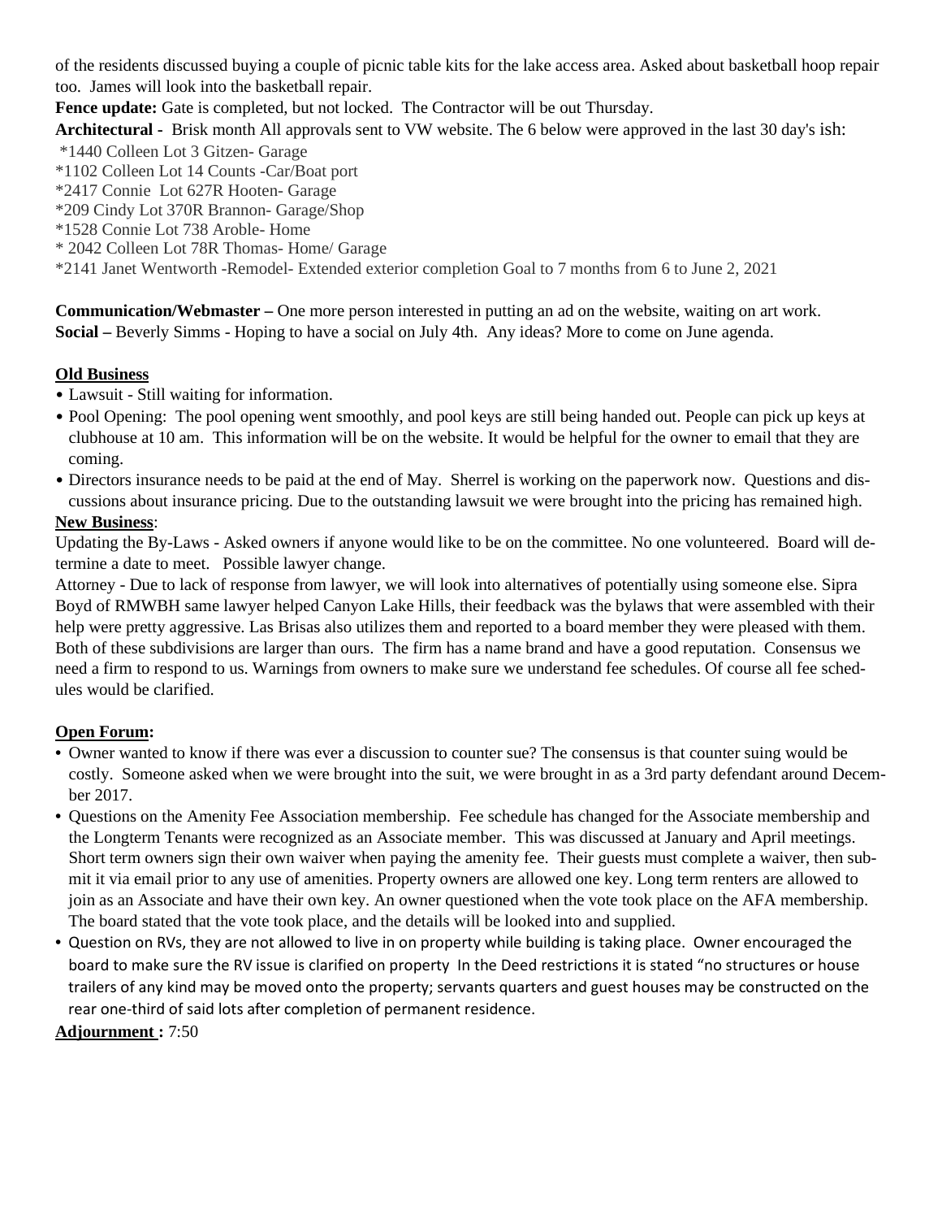of the residents discussed buying a couple of picnic table kits for the lake access area. Asked about basketball hoop repair too. James will look into the basketball repair.

**Fence update:** Gate is completed, but not locked. The Contractor will be out Thursday.

**Architectural** - Brisk month All approvals sent to VW website. The 6 below were approved in the last 30 day's ish:

*1440 Colleen Lot 3 Gitzen- Garage
*1102 Colleen Lot 14 Counts -Car/Boat port
*2417 Connie Lot 627R Hooten- Garage
*209 Cindy Lot 370R Brannon- Garage/Shop
*1528 Connie Lot 738 Aroble- Home
* 2042 Colleen Lot 78R Thomas- Home/ Garage
*2141 Janet Wentworth -Remodel- Extended exterior completion Goal to 7 months from 6 to June 2, 2021

**Communication/Webmaster –** One more person interested in putting an ad on the website, waiting on art work.
**Social –** Beverly Simms - Hoping to have a social on July 4th. Any ideas? More to come on June agenda.

**Old Business**

- Lawsuit - Still waiting for information.
- Pool Opening: The pool opening went smoothly, and pool keys are still being handed out. People can pick up keys at clubhouse at 10 am. This information will be on the website. It would be helpful for the owner to email that they are coming.
- Directors insurance needs to be paid at the end of May. Sherrel is working on the paperwork now. Questions and discussions about insurance pricing. Due to the outstanding lawsuit we were brought into the pricing has remained high.

**New Business**:

Updating the By-Laws - Asked owners if anyone would like to be on the committee. No one volunteered. Board will determine a date to meet. Possible lawyer change.

Attorney - Due to lack of response from lawyer, we will look into alternatives of potentially using someone else. Sipra Boyd of RMWBH same lawyer helped Canyon Lake Hills, their feedback was the bylaws that were assembled with their help were pretty aggressive. Las Brisas also utilizes them and reported to a board member they were pleased with them. Both of these subdivisions are larger than ours. The firm has a name brand and have a good reputation. Consensus we need a firm to respond to us. Warnings from owners to make sure we understand fee schedules. Of course all fee schedules would be clarified.

**Open Forum:**

- Owner wanted to know if there was ever a discussion to counter sue? The consensus is that counter suing would be costly. Someone asked when we were brought into the suit, we were brought in as a 3rd party defendant around December 2017.
- Questions on the Amenity Fee Association membership. Fee schedule has changed for the Associate membership and the Longterm Tenants were recognized as an Associate member. This was discussed at January and April meetings. Short term owners sign their own waiver when paying the amenity fee. Their guests must complete a waiver, then submit it via email prior to any use of amenities. Property owners are allowed one key. Long term renters are allowed to join as an Associate and have their own key. An owner questioned when the vote took place on the AFA membership. The board stated that the vote took place, and the details will be looked into and supplied.
- Question on RVs, they are not allowed to live in on property while building is taking place. Owner encouraged the board to make sure the RV issue is clarified on property In the Deed restrictions it is stated "no structures or house trailers of any kind may be moved onto the property; servants quarters and guest houses may be constructed on the rear one-third of said lots after completion of permanent residence.

**Adjournment :** 7:50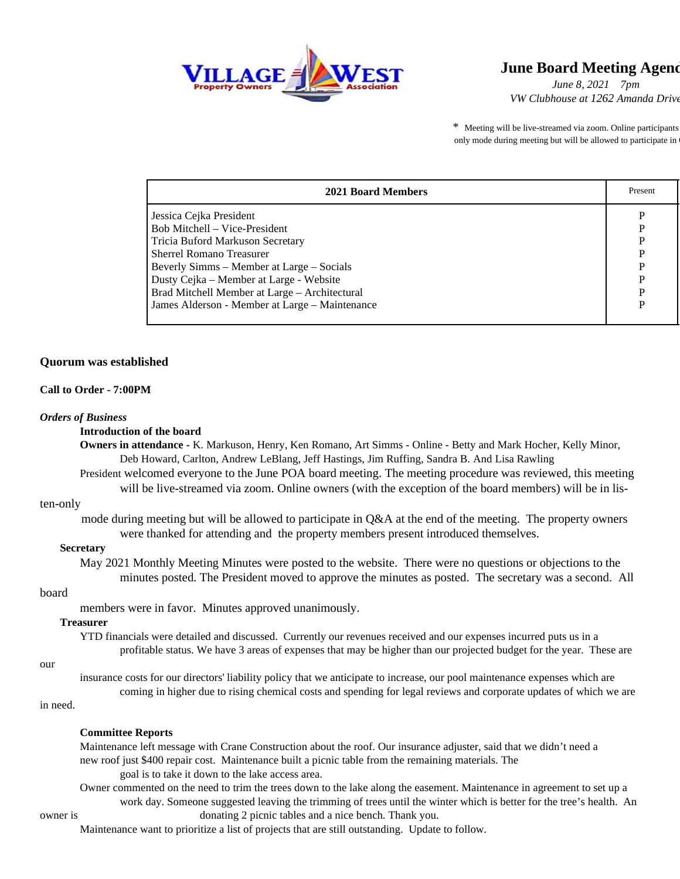# June Board Meeting Agend

*June 8, 2021 7pm*

*VW Clubhouse at 1262 Amanda Drive*

\* Meeting will be live-streamed via zoom. Online participants only mode during meeting but will be allowed to participate in

| 2021 Board Members | Present |
|---|---|
| Jessica Cejka President | P |
| Bob Mitchell – Vice-President | P |
| Tricia Buford Markuson Secretary | P |
| Sherrel Romano Treasurer | P |
| Beverly Simms – Member at Large – Socials | P |
| Dusty Cejka – Member at Large - Website | P |
| Brad Mitchell Member at Large – Architectural | P |
| James Alderson - Member at Large – Maintenance | P |

**Quorum was established**

**Call to Order - 7:00PM**

***Orders of Business***

**Introduction of the board**

**Owners in attendance** - K. Markuson, Henry, Ken Romano, Art Simms - Online - Betty and Mark Hocher, Kelly Minor, Deb Howard, Carlton, Andrew LeBlang, Jeff Hastings, Jim Ruffing, Sandra B. And Lisa Rawling

President welcomed everyone to the June POA board meeting. The meeting procedure was reviewed, this meeting will be live-streamed via zoom. Online owners (with the exception of the board members) will be in listen-only mode during meeting but will be allowed to participate in Q&A at the end of the meeting. The property owners were thanked for attending and the property members present introduced themselves.

**Secretary**

May 2021 Monthly Meeting Minutes were posted to the website. There were no questions or objections to the minutes posted. The President moved to approve the minutes as posted. The secretary was a second. All board members were in favor. Minutes approved unanimously.

**Treasurer**

YTD financials were detailed and discussed. Currently our revenues received and our expenses incurred puts us in a profitable status. We have 3 areas of expenses that may be higher than our projected budget for the year. These are our insurance costs for our directors' liability policy that we anticipate to increase, our pool maintenance expenses which are coming in higher due to rising chemical costs and spending for legal reviews and corporate updates of which we are in need.

**Committee Reports**

Maintenance left message with Crane Construction about the roof. Our insurance adjuster, said that we didn't need a new roof just $400 repair cost. Maintenance built a picnic table from the remaining materials. The goal is to take it down to the lake access area.

Owner commented on the need to trim the trees down to the lake along the easement. Maintenance in agreement to set up a work day. Someone suggested leaving the trimming of trees until the winter which is better for the tree's health. An owner is donating 2 picnic tables and a nice bench. Thank you.

Maintenance want to prioritize a list of projects that are still outstanding. Update to follow.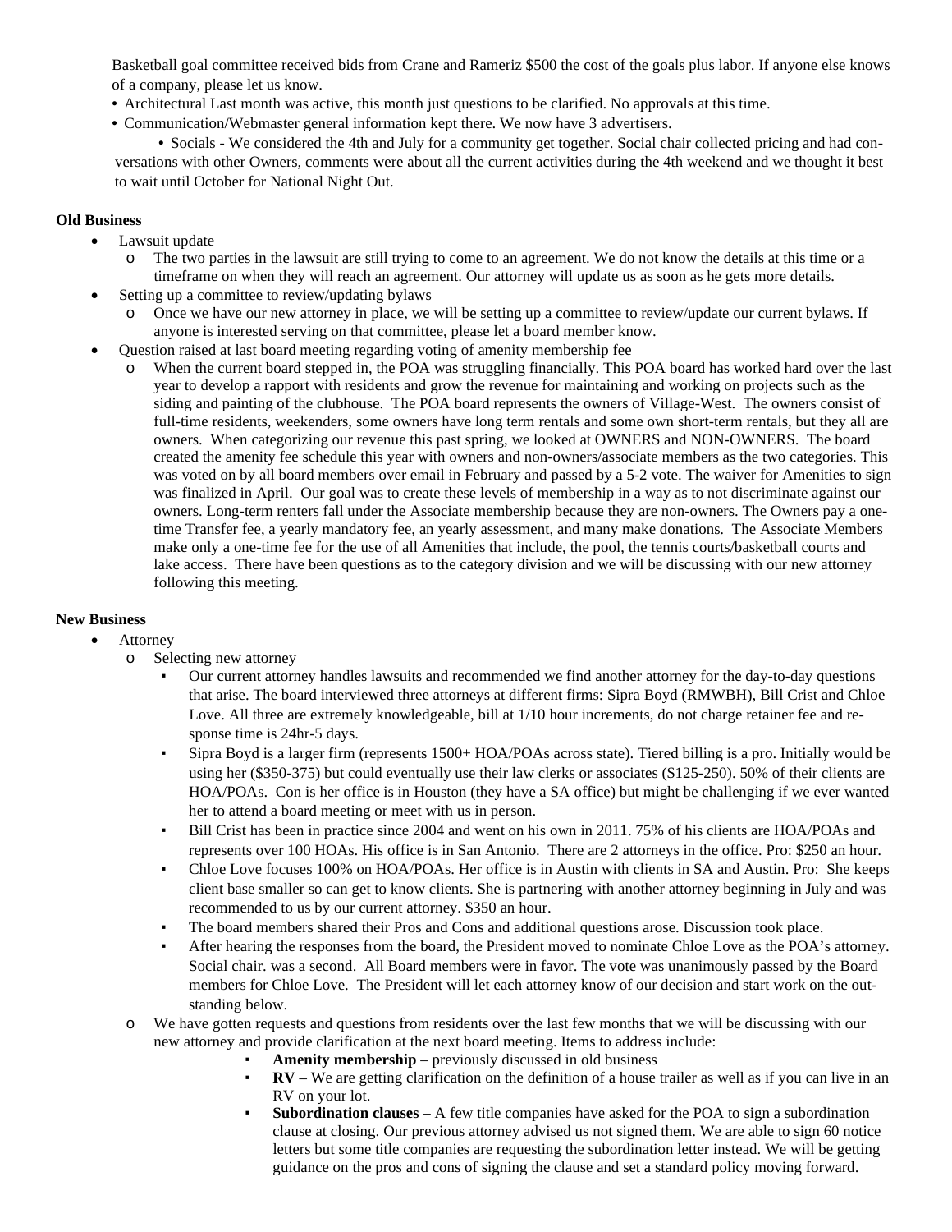Basketball goal committee received bids from Crane and Rameriz $500 the cost of the goals plus labor. If anyone else knows of a company, please let us know.

- Architectural Last month was active, this month just questions to be clarified. No approvals at this time.
- Communication/Webmaster general information kept there. We now have 3 advertisers.
- Socials - We considered the 4th and July for a community get together. Social chair collected pricing and had conversations with other Owners, comments were about all the current activities during the 4th weekend and we thought it best to wait until October for National Night Out.

**Old Business**

- Lawsuit update
  - The two parties in the lawsuit are still trying to come to an agreement. We do not know the details at this time or a timeframe on when they will reach an agreement. Our attorney will update us as soon as he gets more details.
- Setting up a committee to review/updating bylaws
  - Once we have our new attorney in place, we will be setting up a committee to review/update our current bylaws. If anyone is interested serving on that committee, please let a board member know.
- Question raised at last board meeting regarding voting of amenity membership fee
  - When the current board stepped in, the POA was struggling financially. This POA board has worked hard over the last year to develop a rapport with residents and grow the revenue for maintaining and working on projects such as the siding and painting of the clubhouse. The POA board represents the owners of Village-West. The owners consist of full-time residents, weekenders, some owners have long term rentals and some own short-term rentals, but they all are owners. When categorizing our revenue this past spring, we looked at OWNERS and NON-OWNERS. The board created the amenity fee schedule this year with owners and non-owners/associate members as the two categories. This was voted on by all board members over email in February and passed by a 5-2 vote. The waiver for Amenities to sign was finalized in April. Our goal was to create these levels of membership in a way as to not discriminate against our owners. Long-term renters fall under the Associate membership because they are non-owners. The Owners pay a one-time Transfer fee, a yearly mandatory fee, an yearly assessment, and many make donations. The Associate Members make only a one-time fee for the use of all Amenities that include, the pool, the tennis courts/basketball courts and lake access. There have been questions as to the category division and we will be discussing with our new attorney following this meeting.

**New Business**

- Attorney
  - Selecting new attorney
    - Our current attorney handles lawsuits and recommended we find another attorney for the day-to-day questions that arise. The board interviewed three attorneys at different firms: Sipra Boyd (RMWBH), Bill Crist and Chloe Love. All three are extremely knowledgeable, bill at 1/10 hour increments, do not charge retainer fee and response time is 24hr-5 days.
    - Sipra Boyd is a larger firm (represents 1500+ HOA/POAs across state). Tiered billing is a pro. Initially would be using her ($350-375) but could eventually use their law clerks or associates ($125-250). 50% of their clients are HOA/POAs. Con is her office is in Houston (they have a SA office) but might be challenging if we ever wanted her to attend a board meeting or meet with us in person.
    - Bill Crist has been in practice since 2004 and went on his own in 2011. 75% of his clients are HOA/POAs and represents over 100 HOAs. His office is in San Antonio. There are 2 attorneys in the office. Pro: $250 an hour.
    - Chloe Love focuses 100% on HOA/POAs. Her office is in Austin with clients in SA and Austin. Pro: She keeps client base smaller so can get to know clients. She is partnering with another attorney beginning in July and was recommended to us by our current attorney. $350 an hour.
    - The board members shared their Pros and Cons and additional questions arose. Discussion took place.
    - After hearing the responses from the board, the President moved to nominate Chloe Love as the POA's attorney. Social chair. was a second. All Board members were in favor. The vote was unanimously passed by the Board members for Chloe Love. The President will let each attorney know of our decision and start work on the outstanding below.
  - We have gotten requests and questions from residents over the last few months that we will be discussing with our new attorney and provide clarification at the next board meeting. Items to address include:
    - **Amenity membership** – previously discussed in old business
    - **RV** – We are getting clarification on the definition of a house trailer as well as if you can live in an RV on your lot.
    - **Subordination clauses** – A few title companies have asked for the POA to sign a subordination clause at closing. Our previous attorney advised us not signed them. We are able to sign 60 notice letters but some title companies are requesting the subordination letter instead. We will be getting guidance on the pros and cons of signing the clause and set a standard policy moving forward.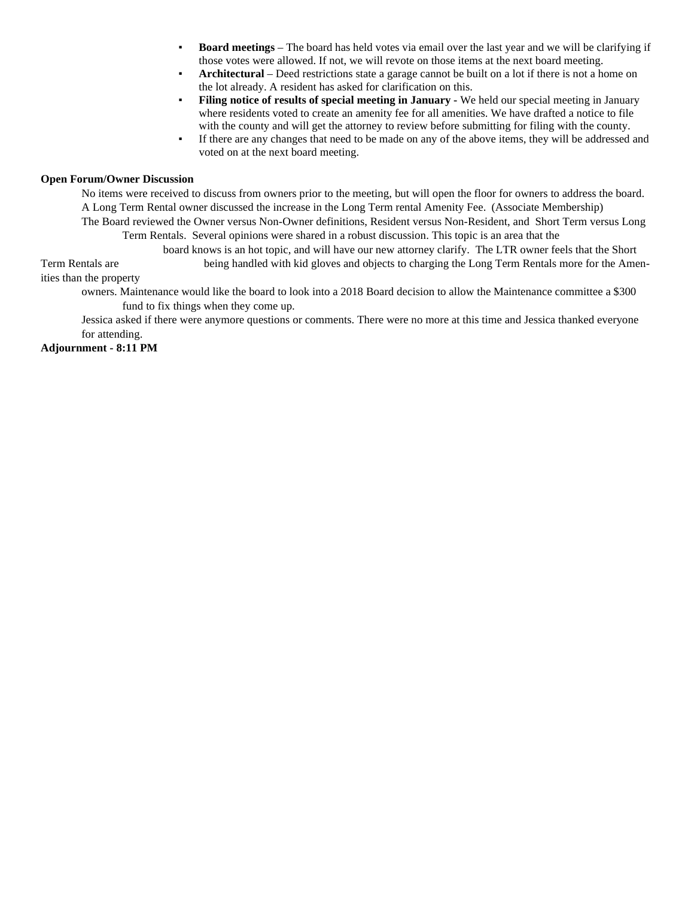- **Board meetings** – The board has held votes via email over the last year and we will be clarifying if those votes were allowed. If not, we will revote on those items at the next board meeting.
- **Architectural** – Deed restrictions state a garage cannot be built on a lot if there is not a home on the lot already. A resident has asked for clarification on this.
- **Filing notice of results of special meeting in January -** We held our special meeting in January where residents voted to create an amenity fee for all amenities. We have drafted a notice to file with the county and will get the attorney to review before submitting for filing with the county.
- If there are any changes that need to be made on any of the above items, they will be addressed and voted on at the next board meeting.

**Open Forum/Owner Discussion**

No items were received to discuss from owners prior to the meeting, but will open the floor for owners to address the board.

A Long Term Rental owner discussed the increase in the Long Term rental Amenity Fee. (Associate Membership)

The Board reviewed the Owner versus Non-Owner definitions, Resident versus Non-Resident, and Short Term versus Long Term Rentals. Several opinions were shared in a robust discussion. This topic is an area that the board knows is an hot topic, and will have our new attorney clarify. The LTR owner feels that the Short Term Rentals are being handled with kid gloves and objects to charging the Long Term Rentals more for the Amenities than the property owners. Maintenance would like the board to look into a 2018 Board decision to allow the Maintenance committee a $300 fund to fix things when they come up.

Jessica asked if there were anymore questions or comments. There were no more at this time and Jessica thanked everyone for attending.

**Adjournment - 8:11 PM**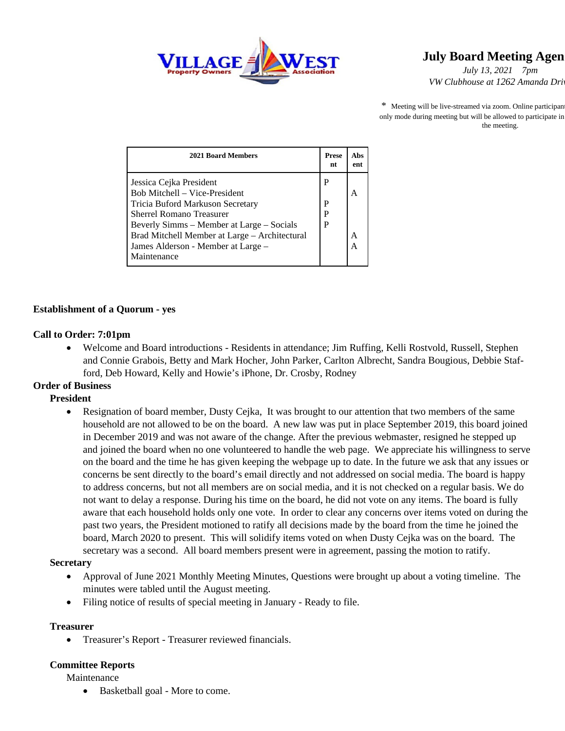# July Board Meeting Agen

*July 13, 2021 7pm*

*VW Clubhouse at 1262 Amanda Dri*

* Meeting will be live-streamed via zoom. Online participant only mode during meeting but will be allowed to participate in the meeting.

| 2021 Board Members | Present | Absent |
|---|---|---|
| Jessica Cejka President | P | |
| Bob Mitchell – Vice-President | | A |
| Tricia Buford Markuson Secretary | P | |
| Sherrel Romano Treasurer | P | |
| Beverly Simms – Member at Large – Socials | P | |
| Brad Mitchell Member at Large – Architectural | | A |
| James Alderson - Member at Large – Maintenance | | A |

**Establishment of a Quorum - yes**

**Call to Order: 7:01pm**

- Welcome and Board introductions - Residents in attendance; Jim Ruffing, Kelli Rostvold, Russell, Stephen and Connie Grabois, Betty and Mark Hocher, John Parker, Carlton Albrecht, Sandra Bougious, Debbie Stafford, Deb Howard, Kelly and Howie's iPhone, Dr. Crosby, Rodney

**Order of Business**

**President**

- Resignation of board member, Dusty Cejka, It was brought to our attention that two members of the same household are not allowed to be on the board. A new law was put in place September 2019, this board joined in December 2019 and was not aware of the change. After the previous webmaster, resigned he stepped up and joined the board when no one volunteered to handle the web page. We appreciate his willingness to serve on the board and the time he has given keeping the webpage up to date. In the future we ask that any issues or concerns be sent directly to the board's email directly and not addressed on social media. The board is happy to address concerns, but not all members are on social media, and it is not checked on a regular basis. We do not want to delay a response. During his time on the board, he did not vote on any items. The board is fully aware that each household holds only one vote. In order to clear any concerns over items voted on during the past two years, the President motioned to ratify all decisions made by the board from the time he joined the board, March 2020 to present. This will solidify items voted on when Dusty Cejka was on the board. The secretary was a second. All board members present were in agreement, passing the motion to ratify.

**Secretary**

- Approval of June 2021 Monthly Meeting Minutes, Questions were brought up about a voting timeline. The minutes were tabled until the August meeting.
- Filing notice of results of special meeting in January - Ready to file.

**Treasurer**

- Treasurer's Report - Treasurer reviewed financials.

**Committee Reports**

Maintenance

- Basketball goal - More to come.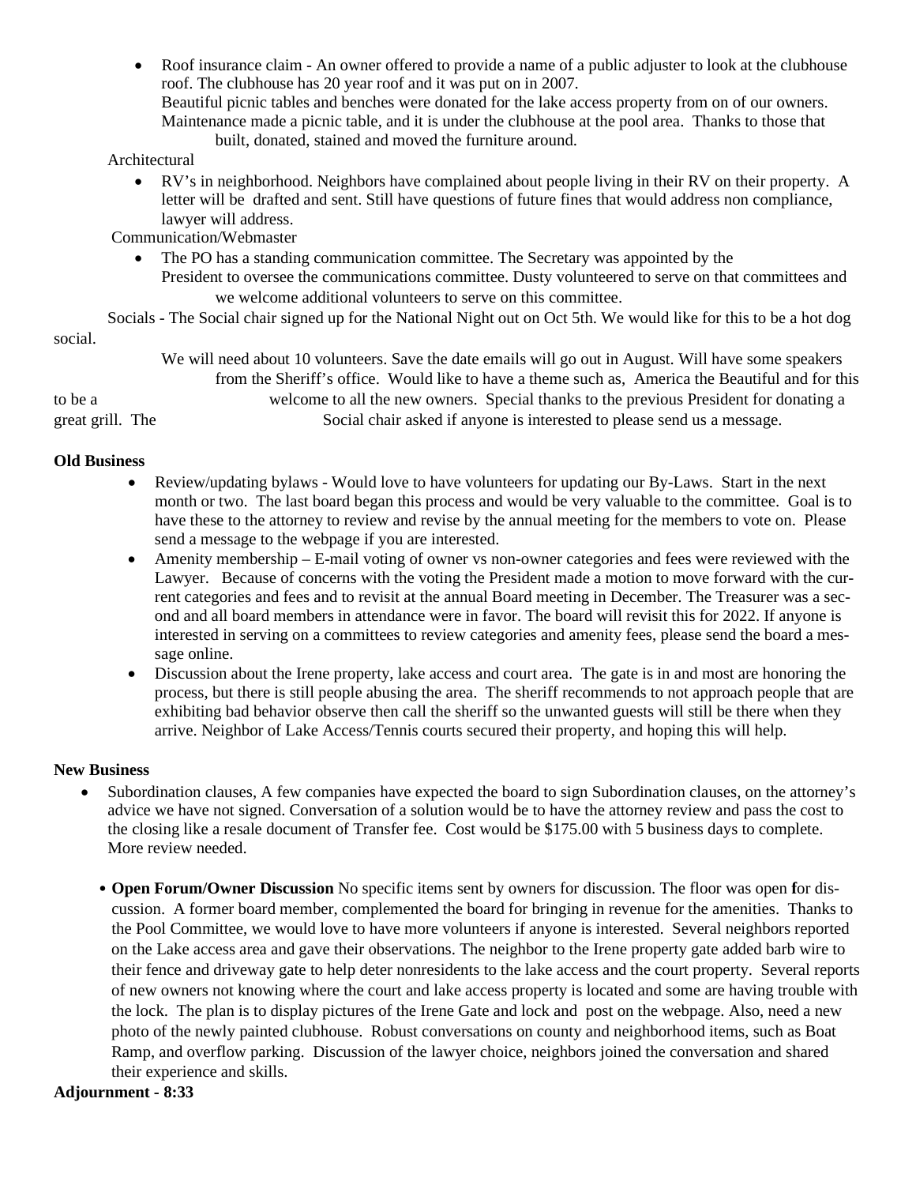- Roof insurance claim - An owner offered to provide a name of a public adjuster to look at the clubhouse roof. The clubhouse has 20 year roof and it was put on in 2007.
  Beautiful picnic tables and benches were donated for the lake access property from on of our owners. Maintenance made a picnic table, and it is under the clubhouse at the pool area. Thanks to those that built, donated, stained and moved the furniture around.

Architectural

- RV's in neighborhood. Neighbors have complained about people living in their RV on their property. A letter will be drafted and sent. Still have questions of future fines that would address non compliance, lawyer will address.

Communication/Webmaster

- The PO has a standing communication committee. The Secretary was appointed by the President to oversee the communications committee. Dusty volunteered to serve on that committees and we welcome additional volunteers to serve on this committee.

Socials - The Social chair signed up for the National Night out on Oct 5th. We would like for this to be a hot dog social.

We will need about 10 volunteers. Save the date emails will go out in August. Will have some speakers from the Sheriff's office. Would like to have a theme such as, America the Beautiful and for this to be a welcome to all the new owners. Special thanks to the previous President for donating a great grill. The Social chair asked if anyone is interested to please send us a message.

**Old Business**

- Review/updating bylaws - Would love to have volunteers for updating our By-Laws. Start in the next month or two. The last board began this process and would be very valuable to the committee. Goal is to have these to the attorney to review and revise by the annual meeting for the members to vote on. Please send a message to the webpage if you are interested.
- Amenity membership – E-mail voting of owner vs non-owner categories and fees were reviewed with the Lawyer. Because of concerns with the voting the President made a motion to move forward with the current categories and fees and to revisit at the annual Board meeting in December. The Treasurer was a second and all board members in attendance were in favor. The board will revisit this for 2022. If anyone is interested in serving on a committees to review categories and amenity fees, please send the board a message online.
- Discussion about the Irene property, lake access and court area. The gate is in and most are honoring the process, but there is still people abusing the area. The sheriff recommends to not approach people that are exhibiting bad behavior observe then call the sheriff so the unwanted guests will still be there when they arrive. Neighbor of Lake Access/Tennis courts secured their property, and hoping this will help.

**New Business**

- Subordination clauses, A few companies have expected the board to sign Subordination clauses, on the attorney's advice we have not signed. Conversation of a solution would be to have the attorney review and pass the cost to the closing like a resale document of Transfer fee. Cost would be $175.00 with 5 business days to complete. More review needed.

- **Open Forum/Owner Discussion** No specific items sent by owners for discussion. The floor was open **f**or discussion. A former board member, complemented the board for bringing in revenue for the amenities. Thanks to the Pool Committee, we would love to have more volunteers if anyone is interested. Several neighbors reported on the Lake access area and gave their observations. The neighbor to the Irene property gate added barb wire to their fence and driveway gate to help deter nonresidents to the lake access and the court property. Several reports of new owners not knowing where the court and lake access property is located and some are having trouble with the lock. The plan is to display pictures of the Irene Gate and lock and post on the webpage. Also, need a new photo of the newly painted clubhouse. Robust conversations on county and neighborhood items, such as Boat Ramp, and overflow parking. Discussion of the lawyer choice, neighbors joined the conversation and shared their experience and skills.

**Adjournment - 8:33**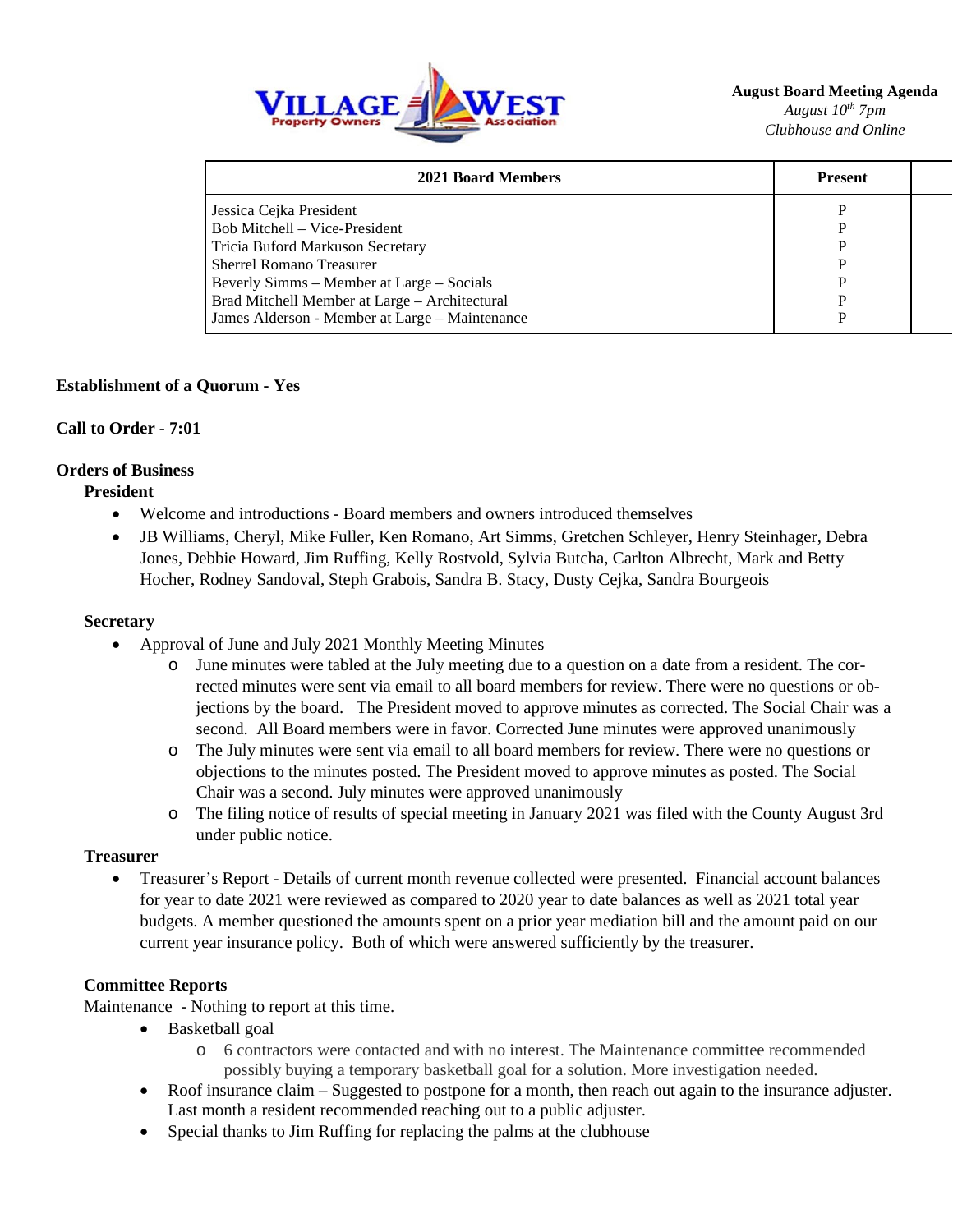**August Board Meeting Agenda**
*August 10th 7pm*
*Clubhouse and Online*

| 2021 Board Members | Present | |
|---|---|---|
| Jessica Cejka President | P | |
| Bob Mitchell – Vice-President | P | |
| Tricia Buford Markuson Secretary | P | |
| Sherrel Romano Treasurer | P | |
| Beverly Simms – Member at Large – Socials | P | |
| Brad Mitchell Member at Large – Architectural | P | |
| James Alderson - Member at Large – Maintenance | P | |

**Establishment of a Quorum - Yes**

**Call to Order - 7:01**

**Orders of Business**

**President**

- Welcome and introductions - Board members and owners introduced themselves
- JB Williams, Cheryl, Mike Fuller, Ken Romano, Art Simms, Gretchen Schleyer, Henry Steinhager, Debra Jones, Debbie Howard, Jim Ruffing, Kelly Rostvold, Sylvia Butcha, Carlton Albrecht, Mark and Betty Hocher, Rodney Sandoval, Steph Grabois, Sandra B. Stacy, Dusty Cejka, Sandra Bourgeois

**Secretary**

- Approval of June and July 2021 Monthly Meeting Minutes
  - June minutes were tabled at the July meeting due to a question on a date from a resident. The corrected minutes were sent via email to all board members for review. There were no questions or objections by the board. The President moved to approve minutes as corrected. The Social Chair was a second. All Board members were in favor. Corrected June minutes were approved unanimously
  - The July minutes were sent via email to all board members for review. There were no questions or objections to the minutes posted. The President moved to approve minutes as posted. The Social Chair was a second. July minutes were approved unanimously
  - The filing notice of results of special meeting in January 2021 was filed with the County August 3rd under public notice.

**Treasurer**

- Treasurer's Report - Details of current month revenue collected were presented. Financial account balances for year to date 2021 were reviewed as compared to 2020 year to date balances as well as 2021 total year budgets. A member questioned the amounts spent on a prior year mediation bill and the amount paid on our current year insurance policy. Both of which were answered sufficiently by the treasurer.

**Committee Reports**

Maintenance - Nothing to report at this time.

- Basketball goal
  - 6 contractors were contacted and with no interest. The Maintenance committee recommended possibly buying a temporary basketball goal for a solution. More investigation needed.
- Roof insurance claim – Suggested to postpone for a month, then reach out again to the insurance adjuster. Last month a resident recommended reaching out to a public adjuster.
- Special thanks to Jim Ruffing for replacing the palms at the clubhouse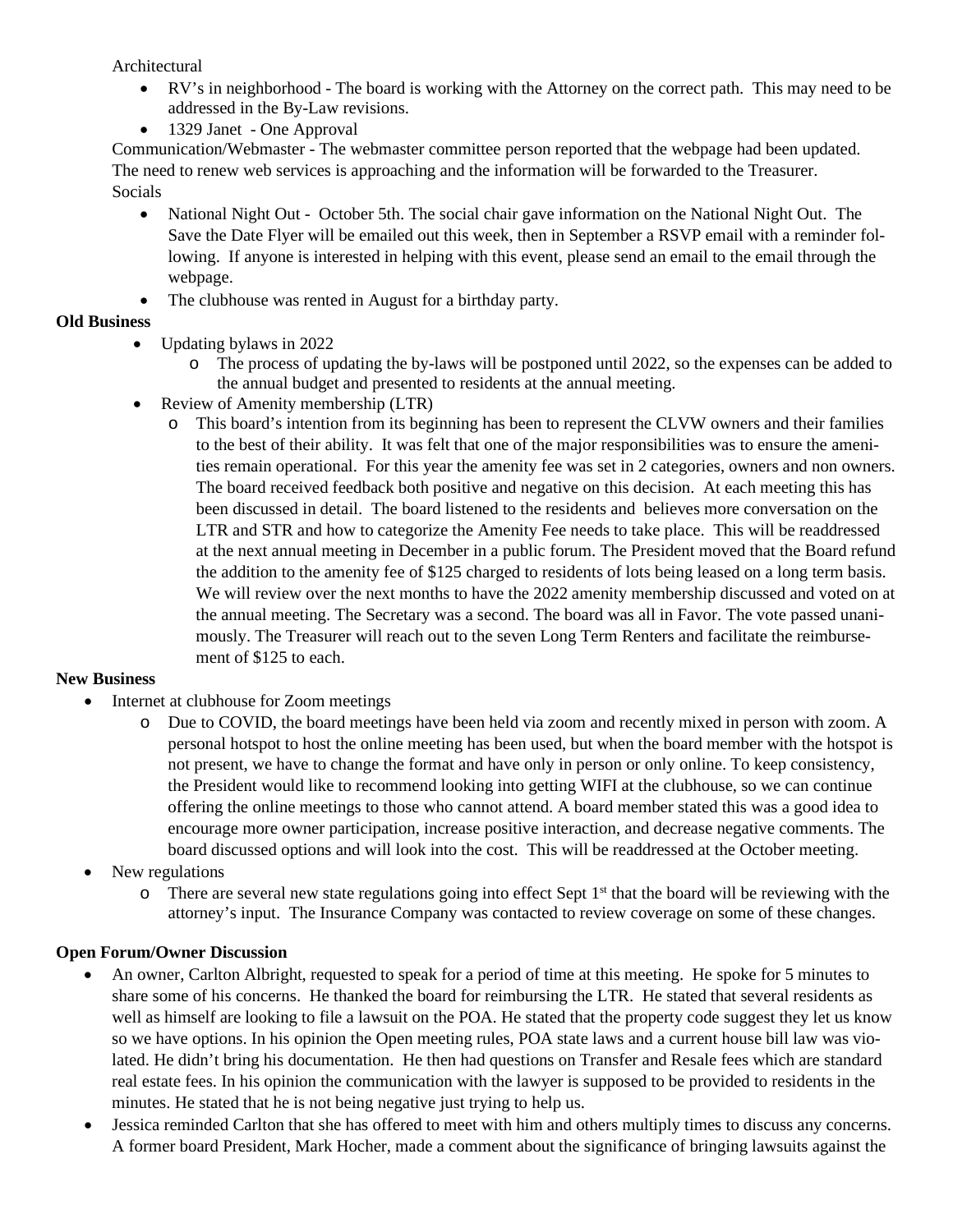Architectural

- RV's in neighborhood - The board is working with the Attorney on the correct path. This may need to be addressed in the By-Law revisions.
- 1329 Janet - One Approval

Communication/Webmaster - The webmaster committee person reported that the webpage had been updated. The need to renew web services is approaching and the information will be forwarded to the Treasurer.

Socials

- National Night Out - October 5th. The social chair gave information on the National Night Out. The Save the Date Flyer will be emailed out this week, then in September a RSVP email with a reminder following. If anyone is interested in helping with this event, please send an email to the email through the webpage.
- The clubhouse was rented in August for a birthday party.

**Old Business**

- Updating bylaws in 2022
  - The process of updating the by-laws will be postponed until 2022, so the expenses can be added to the annual budget and presented to residents at the annual meeting.
- Review of Amenity membership (LTR)
  - This board's intention from its beginning has been to represent the CLVW owners and their families to the best of their ability. It was felt that one of the major responsibilities was to ensure the amenities remain operational. For this year the amenity fee was set in 2 categories, owners and non owners. The board received feedback both positive and negative on this decision. At each meeting this has been discussed in detail. The board listened to the residents and believes more conversation on the LTR and STR and how to categorize the Amenity Fee needs to take place. This will be readdressed at the next annual meeting in December in a public forum. The President moved that the Board refund the addition to the amenity fee of $125 charged to residents of lots being leased on a long term basis. We will review over the next months to have the 2022 amenity membership discussed and voted on at the annual meeting. The Secretary was a second. The board was all in Favor. The vote passed unanimously. The Treasurer will reach out to the seven Long Term Renters and facilitate the reimbursement of $125 to each.

**New Business**

- Internet at clubhouse for Zoom meetings
  - Due to COVID, the board meetings have been held via zoom and recently mixed in person with zoom. A personal hotspot to host the online meeting has been used, but when the board member with the hotspot is not present, we have to change the format and have only in person or only online. To keep consistency, the President would like to recommend looking into getting WIFI at the clubhouse, so we can continue offering the online meetings to those who cannot attend. A board member stated this was a good idea to encourage more owner participation, increase positive interaction, and decrease negative comments. The board discussed options and will look into the cost. This will be readdressed at the October meeting.
- New regulations
  - There are several new state regulations going into effect Sept 1st that the board will be reviewing with the attorney's input. The Insurance Company was contacted to review coverage on some of these changes.

**Open Forum/Owner Discussion**

- An owner, Carlton Albright, requested to speak for a period of time at this meeting. He spoke for 5 minutes to share some of his concerns. He thanked the board for reimbursing the LTR. He stated that several residents as well as himself are looking to file a lawsuit on the POA. He stated that the property code suggest they let us know so we have options. In his opinion the Open meeting rules, POA state laws and a current house bill law was violated. He didn't bring his documentation. He then had questions on Transfer and Resale fees which are standard real estate fees. In his opinion the communication with the lawyer is supposed to be provided to residents in the minutes. He stated that he is not being negative just trying to help us.
- Jessica reminded Carlton that she has offered to meet with him and others multiply times to discuss any concerns. A former board President, Mark Hocher, made a comment about the significance of bringing lawsuits against the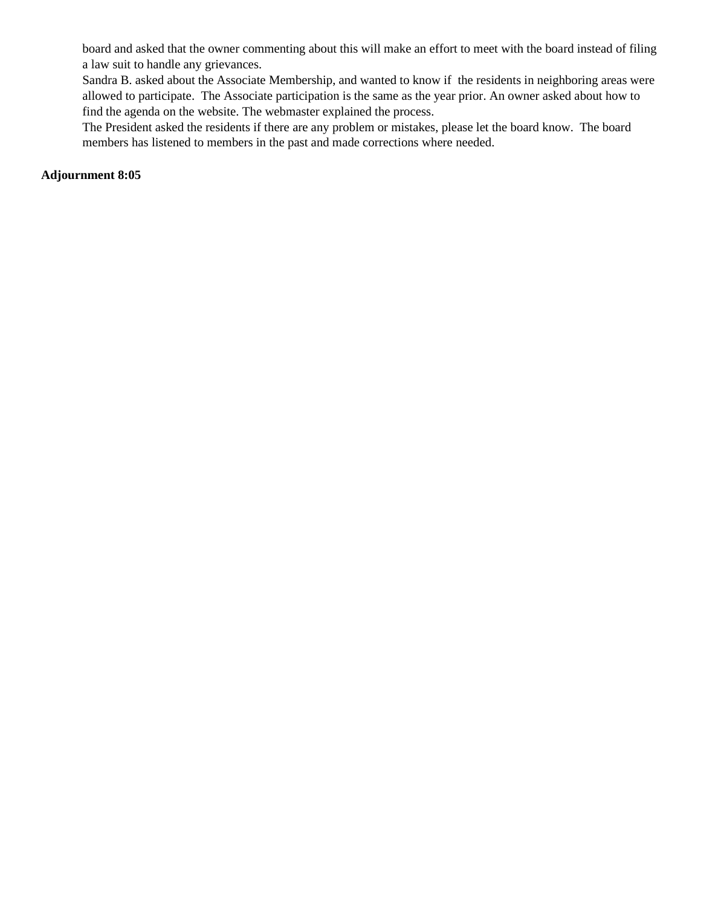board and asked that the owner commenting about this will make an effort to meet with the board instead of filing a law suit to handle any grievances.

Sandra B. asked about the Associate Membership, and wanted to know if the residents in neighboring areas were allowed to participate. The Associate participation is the same as the year prior. An owner asked about how to find the agenda on the website. The webmaster explained the process.

The President asked the residents if there are any problem or mistakes, please let the board know. The board members has listened to members in the past and made corrections where needed.

**Adjournment 8:05**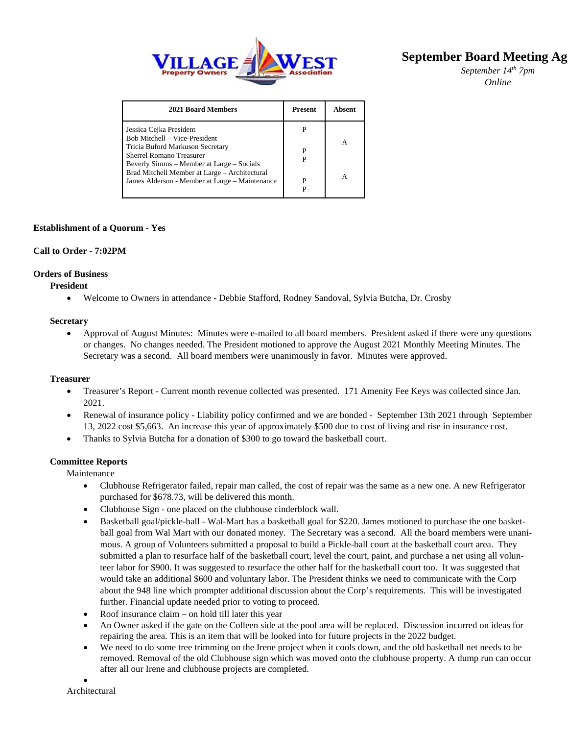**VILLAGE WEST Property Owners Association**

# September Board Meeting Ag

*September 14th 7pm*
*Online*

| 2021 Board Members | Present | Absent |
|---|---|---|
| Jessica Cejka President | P | |
| Bob Mitchell – Vice-President | | A |
| Tricia Buford Markuson Secretary | P | |
| Sherrel Romano Treasurer | P | |
| Beverly Simms – Member at Large – Socials | P | |
| Brad Mitchell Member at Large – Architectural | | A |
| James Alderson - Member at Large – Maintenance | P | |

**Establishment of a Quorum - Yes**

**Call to Order - 7:02PM**

**Orders of Business**

**President**

- Welcome to Owners in attendance - Debbie Stafford, Rodney Sandoval, Sylvia Butcha, Dr. Crosby

**Secretary**

- Approval of August Minutes: Minutes were e-mailed to all board members. President asked if there were any questions or changes. No changes needed. The President motioned to approve the August 2021 Monthly Meeting Minutes. The Secretary was a second. All board members were unanimously in favor. Minutes were approved.

**Treasurer**

- Treasurer's Report - Current month revenue collected was presented. 171 Amenity Fee Keys was collected since Jan. 2021.
- Renewal of insurance policy - Liability policy confirmed and we are bonded - September 13th 2021 through September 13, 2022 cost $5,663. An increase this year of approximately $500 due to cost of living and rise in insurance cost.
- Thanks to Sylvia Butcha for a donation of $300 to go toward the basketball court.

**Committee Reports**

Maintenance

- Clubhouse Refrigerator failed, repair man called, the cost of repair was the same as a new one. A new Refrigerator purchased for $678.73, will be delivered this month.
- Clubhouse Sign - one placed on the clubhouse cinderblock wall.
- Basketball goal/pickle-ball - Wal-Mart has a basketball goal for $220. James motioned to purchase the one basketball goal from Wal Mart with our donated money. The Secretary was a second. All the board members were unanimous. A group of Volunteers submitted a proposal to build a Pickle-ball court at the basketball court area. They submitted a plan to resurface half of the basketball court, level the court, paint, and purchase a net using all volunteer labor for $900. It was suggested to resurface the other half for the basketball court too. It was suggested that would take an additional $600 and voluntary labor. The President thinks we need to communicate with the Corp about the 948 line which prompter additional discussion about the Corp's requirements. This will be investigated further. Financial update needed prior to voting to proceed.
- Roof insurance claim – on hold till later this year
- An Owner asked if the gate on the Colleen side at the pool area will be replaced. Discussion incurred on ideas for repairing the area. This is an item that will be looked into for future projects in the 2022 budget.
- We need to do some tree trimming on the Irene project when it cools down, and the old basketball net needs to be removed. Removal of the old Clubhouse sign which was moved onto the clubhouse property. A dump run can occur after all our Irene and clubhouse projects are completed.
-

Architectural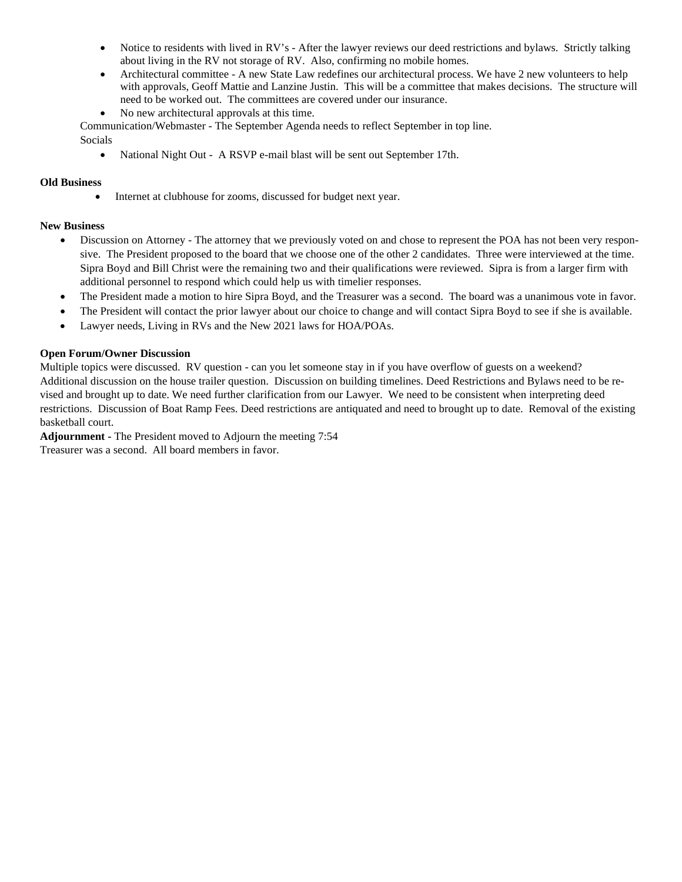- Notice to residents with lived in RV's - After the lawyer reviews our deed restrictions and bylaws. Strictly talking about living in the RV not storage of RV. Also, confirming no mobile homes.
- Architectural committee - A new State Law redefines our architectural process. We have 2 new volunteers to help with approvals, Geoff Mattie and Lanzine Justin. This will be a committee that makes decisions. The structure will need to be worked out. The committees are covered under our insurance.
- No new architectural approvals at this time.

Communication/Webmaster - The September Agenda needs to reflect September in top line.

Socials

- National Night Out - A RSVP e-mail blast will be sent out September 17th.

**Old Business**

- Internet at clubhouse for zooms, discussed for budget next year.

**New Business**

- Discussion on Attorney - The attorney that we previously voted on and chose to represent the POA has not been very responsive. The President proposed to the board that we choose one of the other 2 candidates. Three were interviewed at the time. Sipra Boyd and Bill Christ were the remaining two and their qualifications were reviewed. Sipra is from a larger firm with additional personnel to respond which could help us with timelier responses.
- The President made a motion to hire Sipra Boyd, and the Treasurer was a second. The board was a unanimous vote in favor.
- The President will contact the prior lawyer about our choice to change and will contact Sipra Boyd to see if she is available.
- Lawyer needs, Living in RVs and the New 2021 laws for HOA/POAs.

**Open Forum/Owner Discussion**

Multiple topics were discussed. RV question - can you let someone stay in if you have overflow of guests on a weekend? Additional discussion on the house trailer question. Discussion on building timelines. Deed Restrictions and Bylaws need to be revised and brought up to date. We need further clarification from our Lawyer. We need to be consistent when interpreting deed restrictions. Discussion of Boat Ramp Fees. Deed restrictions are antiquated and need to brought up to date. Removal of the existing basketball court.

**Adjournment -** The President moved to Adjourn the meeting 7:54
Treasurer was a second. All board members in favor.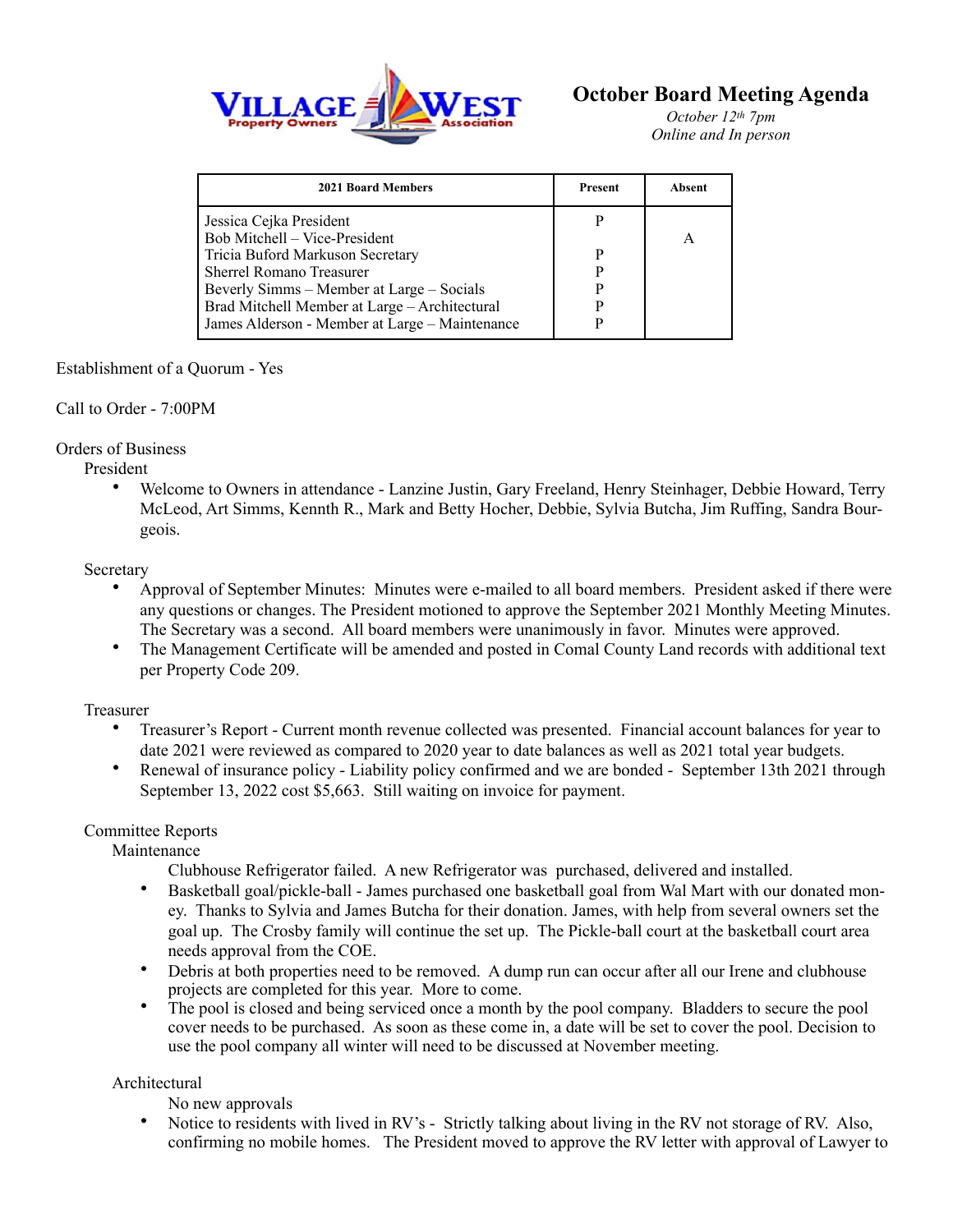# October Board Meeting Agenda

*October 12th 7pm*
*Online and In person*

| 2021 Board Members | Present | Absent |
|---|---|---|
| Jessica Cejka President | P | |
| Bob Mitchell – Vice-President | | A |
| Tricia Buford Markuson Secretary | P | |
| Sherrel Romano Treasurer | P | |
| Beverly Simms – Member at Large – Socials | P | |
| Brad Mitchell Member at Large – Architectural | P | |
| James Alderson - Member at Large – Maintenance | P | |

Establishment of a Quorum - Yes

Call to Order - 7:00PM

Orders of Business

President

- Welcome to Owners in attendance - Lanzine Justin, Gary Freeland, Henry Steinhager, Debbie Howard, Terry McLeod, Art Simms, Kennth R., Mark and Betty Hocher, Debbie, Sylvia Butcha, Jim Ruffing, Sandra Bourgeois.

Secretary

- Approval of September Minutes: Minutes were e-mailed to all board members. President asked if there were any questions or changes. The President motioned to approve the September 2021 Monthly Meeting Minutes. The Secretary was a second. All board members were unanimously in favor. Minutes were approved.
- The Management Certificate will be amended and posted in Comal County Land records with additional text per Property Code 209.

Treasurer

- Treasurer's Report - Current month revenue collected was presented. Financial account balances for year to date 2021 were reviewed as compared to 2020 year to date balances as well as 2021 total year budgets.
- Renewal of insurance policy - Liability policy confirmed and we are bonded - September 13th 2021 through September 13, 2022 cost $5,663. Still waiting on invoice for payment.

Committee Reports

Maintenance

Clubhouse Refrigerator failed. A new Refrigerator was purchased, delivered and installed.

- Basketball goal/pickle-ball - James purchased one basketball goal from Wal Mart with our donated money. Thanks to Sylvia and James Butcha for their donation. James, with help from several owners set the goal up. The Crosby family will continue the set up. The Pickle-ball court at the basketball court area needs approval from the COE.
- Debris at both properties need to be removed. A dump run can occur after all our Irene and clubhouse projects are completed for this year. More to come.
- The pool is closed and being serviced once a month by the pool company. Bladders to secure the pool cover needs to be purchased. As soon as these come in, a date will be set to cover the pool. Decision to use the pool company all winter will need to be discussed at November meeting.

Architectural

No new approvals

- Notice to residents with lived in RV's - Strictly talking about living in the RV not storage of RV. Also, confirming no mobile homes. The President moved to approve the RV letter with approval of Lawyer to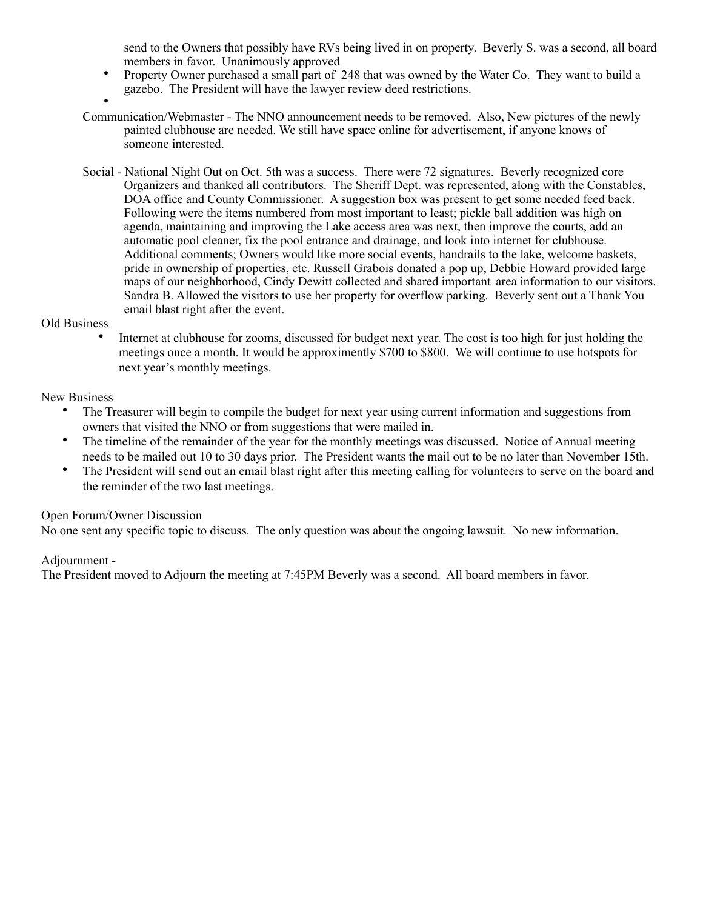send to the Owners that possibly have RVs being lived in on property. Beverly S. was a second, all board members in favor. Unanimously approved

- Property Owner purchased a small part of 248 that was owned by the Water Co. They want to build a gazebo. The President will have the lawyer review deed restrictions.
- 

Communication/Webmaster - The NNO announcement needs to be removed. Also, New pictures of the newly painted clubhouse are needed. We still have space online for advertisement, if anyone knows of someone interested.

Social - National Night Out on Oct. 5th was a success. There were 72 signatures. Beverly recognized core Organizers and thanked all contributors. The Sheriff Dept. was represented, along with the Constables, DOA office and County Commissioner. A suggestion box was present to get some needed feed back. Following were the items numbered from most important to least; pickle ball addition was high on agenda, maintaining and improving the Lake access area was next, then improve the courts, add an automatic pool cleaner, fix the pool entrance and drainage, and look into internet for clubhouse. Additional comments; Owners would like more social events, handrails to the lake, welcome baskets, pride in ownership of properties, etc. Russell Grabois donated a pop up, Debbie Howard provided large maps of our neighborhood, Cindy Dewitt collected and shared important area information to our visitors. Sandra B. Allowed the visitors to use her property for overflow parking. Beverly sent out a Thank You email blast right after the event.

Old Business

- Internet at clubhouse for zooms, discussed for budget next year. The cost is too high for just holding the meetings once a month. It would be approximately $700 to $800. We will continue to use hotspots for next year's monthly meetings.

New Business

- The Treasurer will begin to compile the budget for next year using current information and suggestions from owners that visited the NNO or from suggestions that were mailed in.
- The timeline of the remainder of the year for the monthly meetings was discussed. Notice of Annual meeting needs to be mailed out 10 to 30 days prior. The President wants the mail out to be no later than November 15th.
- The President will send out an email blast right after this meeting calling for volunteers to serve on the board and the reminder of the two last meetings.

Open Forum/Owner Discussion

No one sent any specific topic to discuss. The only question was about the ongoing lawsuit. No new information.

Adjournment -

The President moved to Adjourn the meeting at 7:45PM Beverly was a second. All board members in favor.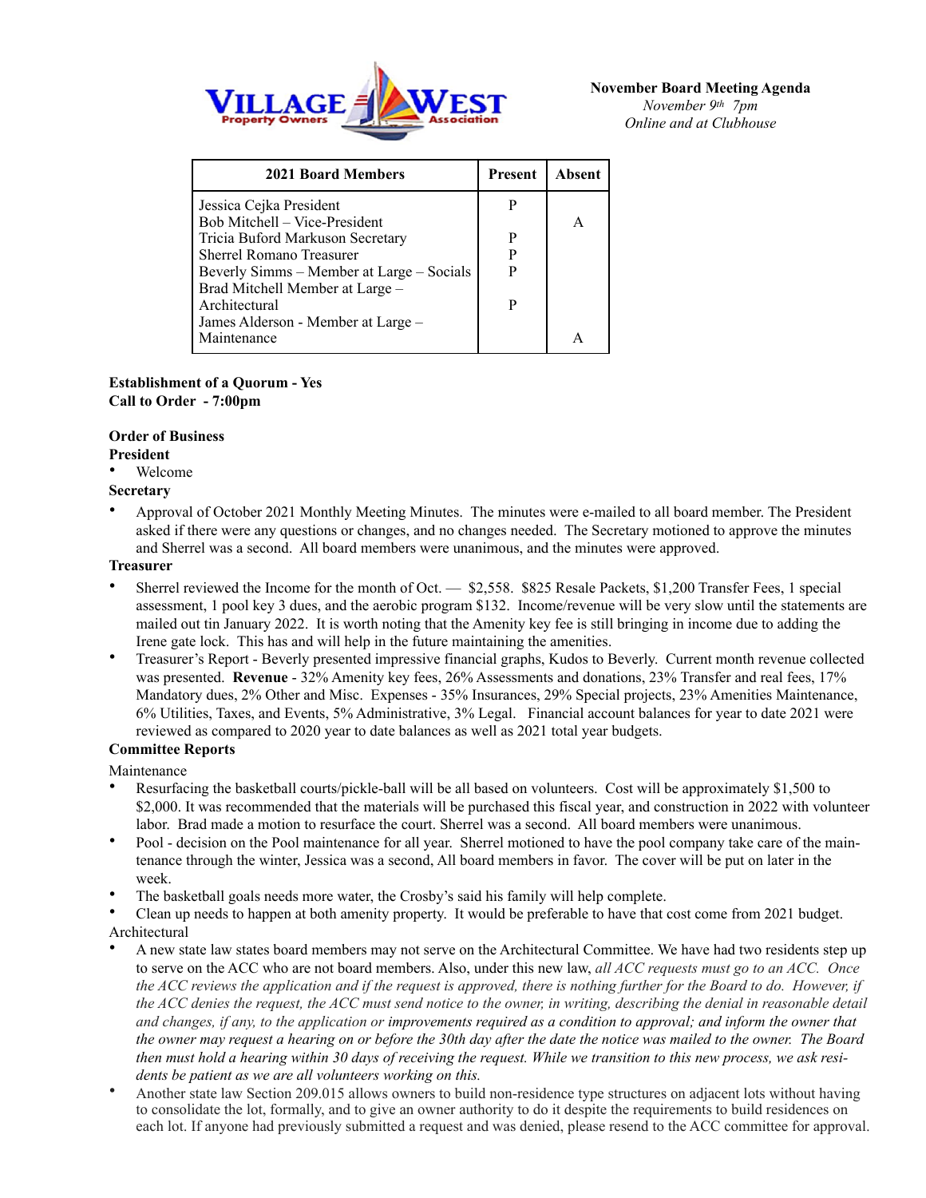**November Board Meeting Agenda**
*November 9th 7pm*
*Online and at Clubhouse*

| 2021 Board Members | Present | Absent |
|---|---|---|
| Jessica Cejka President | P | |
| Bob Mitchell – Vice-President | | A |
| Tricia Buford Markuson Secretary | P | |
| Sherrel Romano Treasurer | P | |
| Beverly Simms – Member at Large – Socials | P | |
| Brad Mitchell Member at Large – Architectural | P | |
| James Alderson - Member at Large – Maintenance | | A |

**Establishment of a Quorum - Yes**
**Call to Order - 7:00pm**

**Order of Business**
**President**

- Welcome

**Secretary**

- Approval of October 2021 Monthly Meeting Minutes. The minutes were e-mailed to all board member. The President asked if there were any questions or changes, and no changes needed. The Secretary motioned to approve the minutes and Sherrel was a second. All board members were unanimous, and the minutes were approved.

**Treasurer**

- Sherrel reviewed the Income for the month of Oct. — $2,558. $825 Resale Packets, $1,200 Transfer Fees, 1 special assessment, 1 pool key 3 dues, and the aerobic program $132. Income/revenue will be very slow until the statements are mailed out tin January 2022. It is worth noting that the Amenity key fee is still bringing in income due to adding the Irene gate lock. This has and will help in the future maintaining the amenities.
- Treasurer's Report - Beverly presented impressive financial graphs, Kudos to Beverly. Current month revenue collected was presented. **Revenue** - 32% Amenity key fees, 26% Assessments and donations, 23% Transfer and real fees, 17% Mandatory dues, 2% Other and Misc. Expenses - 35% Insurances, 29% Special projects, 23% Amenities Maintenance, 6% Utilities, Taxes, and Events, 5% Administrative, 3% Legal. Financial account balances for year to date 2021 were reviewed as compared to 2020 year to date balances as well as 2021 total year budgets.

**Committee Reports**

Maintenance

- Resurfacing the basketball courts/pickle-ball will be all based on volunteers. Cost will be approximately $1,500 to $2,000. It was recommended that the materials will be purchased this fiscal year, and construction in 2022 with volunteer labor. Brad made a motion to resurface the court. Sherrel was a second. All board members were unanimous.
- Pool - decision on the Pool maintenance for all year. Sherrel motioned to have the pool company take care of the maintenance through the winter, Jessica was a second, All board members in favor. The cover will be put on later in the week.
- The basketball goals needs more water, the Crosby's said his family will help complete.
- Clean up needs to happen at both amenity property. It would be preferable to have that cost come from 2021 budget.

Architectural

- A new state law states board members may not serve on the Architectural Committee. We have had two residents step up to serve on the ACC who are not board members. Also, under this new law, *all ACC requests must go to an ACC. Once the ACC reviews the application and if the request is approved, there is nothing further for the Board to do. However, if the ACC denies the request, the ACC must send notice to the owner, in writing, describing the denial in reasonable detail and changes, if any, to the application or improvements required as a condition to approval; and inform the owner that the owner may request a hearing on or before the 30th day after the date the notice was mailed to the owner. The Board then must hold a hearing within 30 days of receiving the request. While we transition to this new process, we ask residents be patient as we are all volunteers working on this.*
- Another state law Section 209.015 allows owners to build non-residence type structures on adjacent lots without having to consolidate the lot, formally, and to give an owner authority to do it despite the requirements to build residences on each lot. If anyone had previously submitted a request and was denied, please resend to the ACC committee for approval.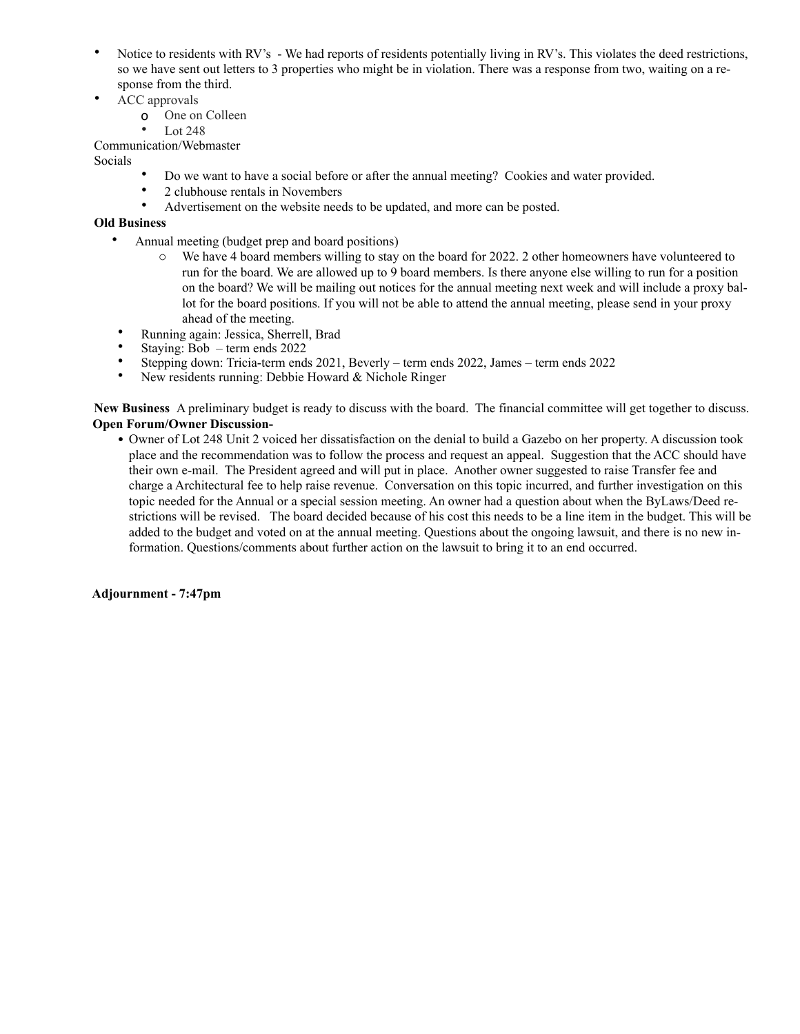- Notice to residents with RV's - We had reports of residents potentially living in RV's. This violates the deed restrictions, so we have sent out letters to 3 properties who might be in violation. There was a response from two, waiting on a response from the third.
- ACC approvals
    - One on Colleen
    - Lot 248

Communication/Webmaster

Socials

- Do we want to have a social before or after the annual meeting? Cookies and water provided.
- 2 clubhouse rentals in Novembers
- Advertisement on the website needs to be updated, and more can be posted.

**Old Business**

- Annual meeting (budget prep and board positions)
    - We have 4 board members willing to stay on the board for 2022. 2 other homeowners have volunteered to run for the board. We are allowed up to 9 board members. Is there anyone else willing to run for a position on the board? We will be mailing out notices for the annual meeting next week and will include a proxy ballot for the board positions. If you will not be able to attend the annual meeting, please send in your proxy ahead of the meeting.
- Running again: Jessica, Sherrell, Brad
- Staying: Bob – term ends 2022
- Stepping down: Tricia-term ends 2021, Beverly – term ends 2022, James – term ends 2022
- New residents running: Debbie Howard & Nichole Ringer

**New Business** A preliminary budget is ready to discuss with the board. The financial committee will get together to discuss.

**Open Forum/Owner Discussion-**

- Owner of Lot 248 Unit 2 voiced her dissatisfaction on the denial to build a Gazebo on her property. A discussion took place and the recommendation was to follow the process and request an appeal. Suggestion that the ACC should have their own e-mail. The President agreed and will put in place. Another owner suggested to raise Transfer fee and charge a Architectural fee to help raise revenue. Conversation on this topic incurred, and further investigation on this topic needed for the Annual or a special session meeting. An owner had a question about when the ByLaws/Deed restrictions will be revised. The board decided because of his cost this needs to be a line item in the budget. This will be added to the budget and voted on at the annual meeting. Questions about the ongoing lawsuit, and there is no new information. Questions/comments about further action on the lawsuit to bring it to an end occurred.

**Adjournment - 7:47pm**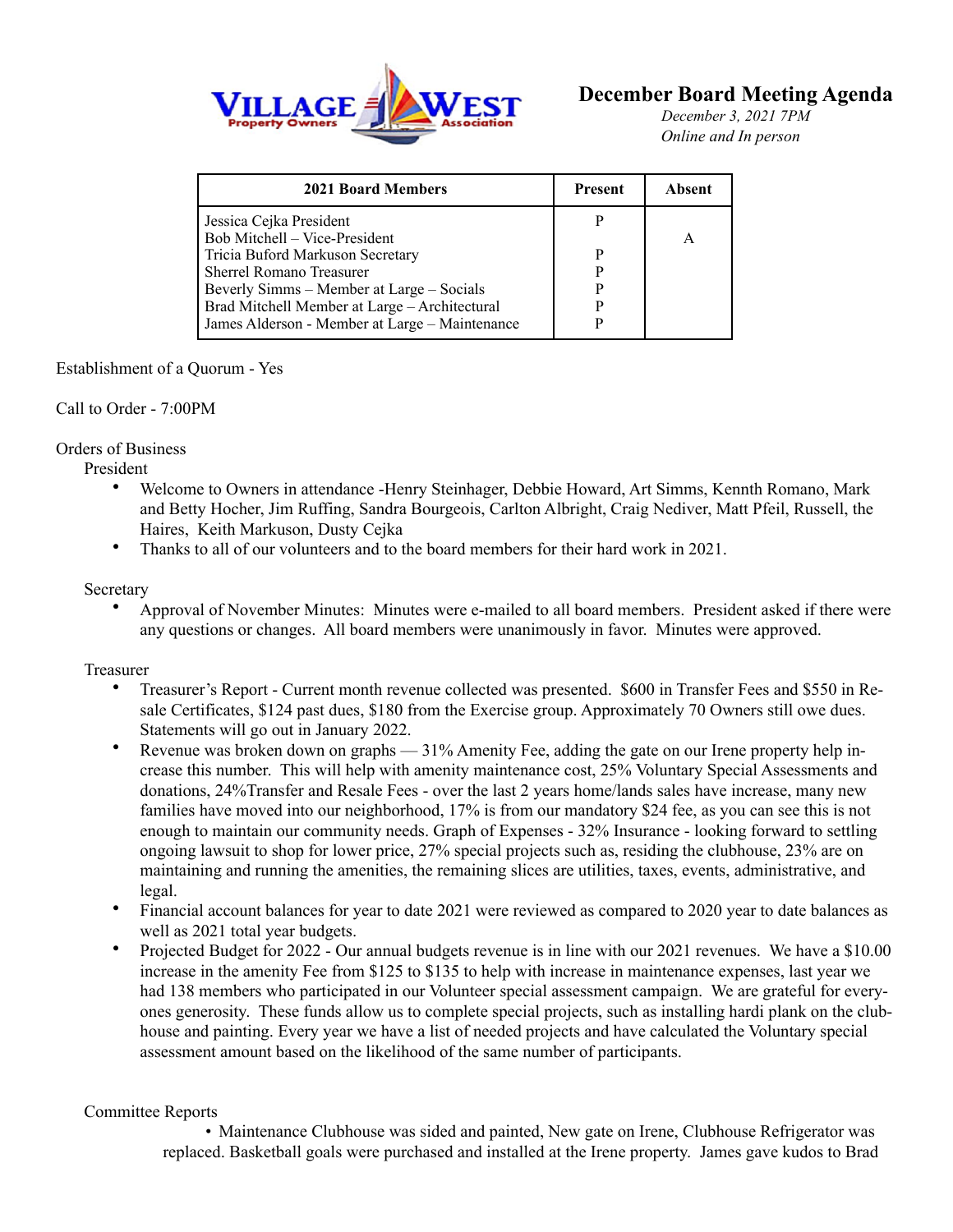# December Board Meeting Agenda

*December 3, 2021 7PM*
*Online and In person*

| 2021 Board Members | Present | Absent |
|---|---|---|
| Jessica Cejka President | P | |
| Bob Mitchell – Vice-President | | A |
| Tricia Buford Markuson Secretary | P | |
| Sherrel Romano Treasurer | P | |
| Beverly Simms – Member at Large – Socials | P | |
| Brad Mitchell Member at Large – Architectural | P | |
| James Alderson - Member at Large – Maintenance | P | |

Establishment of a Quorum - Yes

Call to Order - 7:00PM

Orders of Business

President

- Welcome to Owners in attendance -Henry Steinhager, Debbie Howard, Art Simms, Kennth Romano, Mark and Betty Hocher, Jim Ruffing, Sandra Bourgeois, Carlton Albright, Craig Nediver, Matt Pfeil, Russell, the Haires, Keith Markuson, Dusty Cejka
- Thanks to all of our volunteers and to the board members for their hard work in 2021.

Secretary

- Approval of November Minutes: Minutes were e-mailed to all board members. President asked if there were any questions or changes. All board members were unanimously in favor. Minutes were approved.

Treasurer

- Treasurer's Report - Current month revenue collected was presented. $600 in Transfer Fees and $550 in Resale Certificates, $124 past dues, $180 from the Exercise group. Approximately 70 Owners still owe dues. Statements will go out in January 2022.
- Revenue was broken down on graphs — 31% Amenity Fee, adding the gate on our Irene property help increase this number. This will help with amenity maintenance cost, 25% Voluntary Special Assessments and donations, 24%Transfer and Resale Fees - over the last 2 years home/lands sales have increase, many new families have moved into our neighborhood, 17% is from our mandatory $24 fee, as you can see this is not enough to maintain our community needs. Graph of Expenses - 32% Insurance - looking forward to settling ongoing lawsuit to shop for lower price, 27% special projects such as, residing the clubhouse, 23% are on maintaining and running the amenities, the remaining slices are utilities, taxes, events, administrative, and legal.
- Financial account balances for year to date 2021 were reviewed as compared to 2020 year to date balances as well as 2021 total year budgets.
- Projected Budget for 2022 - Our annual budgets revenue is in line with our 2021 revenues. We have a $10.00 increase in the amenity Fee from $125 to $135 to help with increase in maintenance expenses, last year we had 138 members who participated in our Volunteer special assessment campaign. We are grateful for everyones generosity. These funds allow us to complete special projects, such as installing hardi plank on the clubhouse and painting. Every year we have a list of needed projects and have calculated the Voluntary special assessment amount based on the likelihood of the same number of participants.

Committee Reports

- Maintenance Clubhouse was sided and painted, New gate on Irene, Clubhouse Refrigerator was replaced. Basketball goals were purchased and installed at the Irene property. James gave kudos to Brad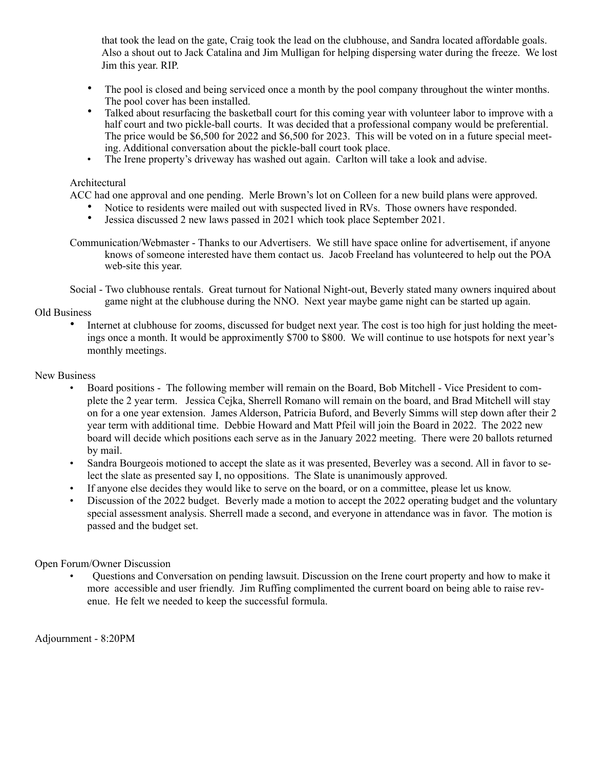that took the lead on the gate, Craig took the lead on the clubhouse, and Sandra located affordable goals. Also a shout out to Jack Catalina and Jim Mulligan for helping dispersing water during the freeze. We lost Jim this year. RIP.

- The pool is closed and being serviced once a month by the pool company throughout the winter months. The pool cover has been installed.
- Talked about resurfacing the basketball court for this coming year with volunteer labor to improve with a half court and two pickle-ball courts. It was decided that a professional company would be preferential. The price would be $6,500 for 2022 and $6,500 for 2023. This will be voted on in a future special meeting. Additional conversation about the pickle-ball court took place.
- The Irene property's driveway has washed out again. Carlton will take a look and advise.

Architectural

ACC had one approval and one pending. Merle Brown's lot on Colleen for a new build plans were approved.

- Notice to residents were mailed out with suspected lived in RVs. Those owners have responded.
- Jessica discussed 2 new laws passed in 2021 which took place September 2021.

Communication/Webmaster - Thanks to our Advertisers. We still have space online for advertisement, if anyone knows of someone interested have them contact us. Jacob Freeland has volunteered to help out the POA web-site this year.

Social - Two clubhouse rentals. Great turnout for National Night-out, Beverly stated many owners inquired about game night at the clubhouse during the NNO. Next year maybe game night can be started up again.

Old Business

- Internet at clubhouse for zooms, discussed for budget next year. The cost is too high for just holding the meetings once a month. It would be approximently $700 to $800. We will continue to use hotspots for next year's monthly meetings.

New Business

- Board positions - The following member will remain on the Board, Bob Mitchell - Vice President to complete the 2 year term. Jessica Cejka, Sherrell Romano will remain on the board, and Brad Mitchell will stay on for a one year extension. James Alderson, Patricia Buford, and Beverly Simms will step down after their 2 year term with additional time. Debbie Howard and Matt Pfeil will join the Board in 2022. The 2022 new board will decide which positions each serve as in the January 2022 meeting. There were 20 ballots returned by mail.
- Sandra Bourgeois motioned to accept the slate as it was presented, Beverley was a second. All in favor to select the slate as presented say I, no oppositions. The Slate is unanimously approved.
- If anyone else decides they would like to serve on the board, or on a committee, please let us know.
- Discussion of the 2022 budget. Beverly made a motion to accept the 2022 operating budget and the voluntary special assessment analysis. Sherrell made a second, and everyone in attendance was in favor. The motion is passed and the budget set.

Open Forum/Owner Discussion

- Questions and Conversation on pending lawsuit. Discussion on the Irene court property and how to make it more accessible and user friendly. Jim Ruffing complimented the current board on being able to raise revenue. He felt we needed to keep the successful formula.

Adjournment - 8:20PM